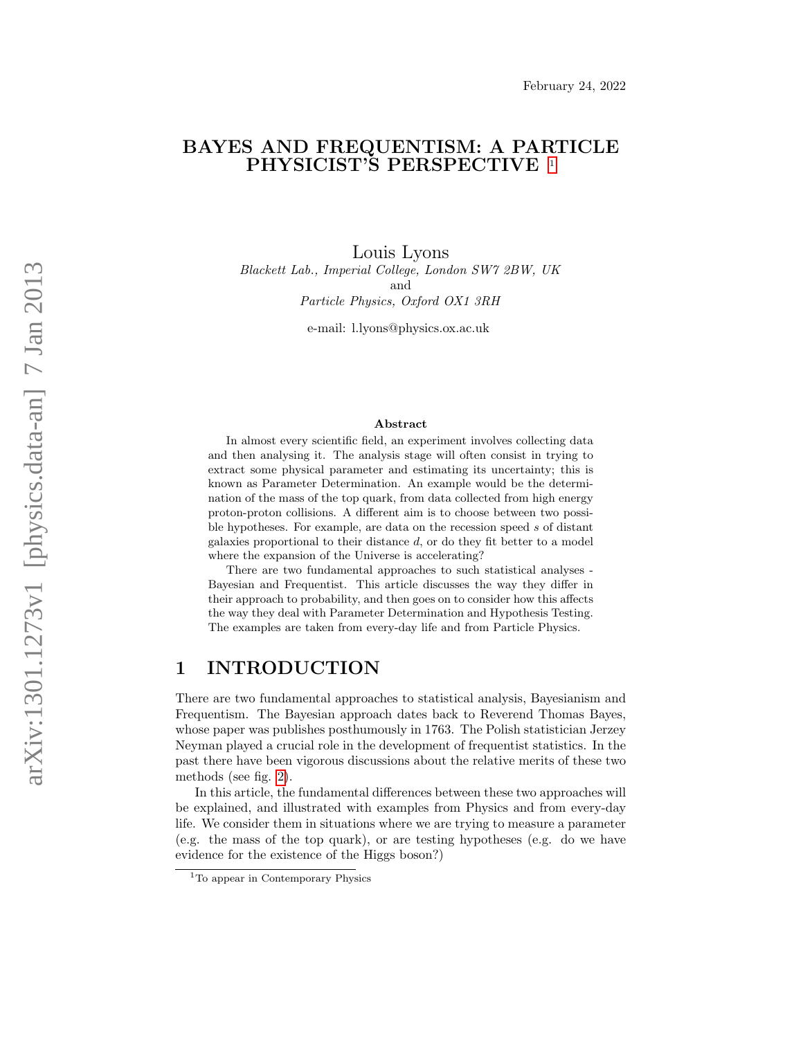February 24, 2022

# BAYES AND FREQUENTISM: A PARTICLE PHYSICIST'S PERSPECTIVE [1]

Louis Lyons

*Blackett Lab., Imperial College, London SW7 2BW, UK*
and
*Particle Physics, Oxford OX1 3RH*

e-mail: l.lyons@physics.ox.ac.uk

### Abstract

In almost every scientific field, an experiment involves collecting data and then analysing it. The analysis stage will often consist in trying to extract some physical parameter and estimating its uncertainty; this is known as Parameter Determination. An example would be the determination of the mass of the top quark, from data collected from high energy proton-proton collisions. A different aim is to choose between two possible hypotheses. For example, are data on the recession speed $s$ of distant galaxies proportional to their distance $d$, or do they fit better to a model where the expansion of the Universe is accelerating?

There are two fundamental approaches to such statistical analyses - Bayesian and Frequentist. This article discusses the way they differ in their approach to probability, and then goes on to consider how this affects the way they deal with Parameter Determination and Hypothesis Testing. The examples are taken from every-day life and from Particle Physics.

## 1 INTRODUCTION

There are two fundamental approaches to statistical analysis, Bayesianism and Frequentism. The Bayesian approach dates back to Reverend Thomas Bayes, whose paper was publishes posthumously in 1763. The Polish statistician Jerzey Neyman played a crucial role in the development of frequentist statistics. In the past there have been vigorous discussions about the relative merits of these two methods (see fig. 2).

In this article, the fundamental differences between these two approaches will be explained, and illustrated with examples from Physics and from every-day life. We consider them in situations where we are trying to measure a parameter (e.g. the mass of the top quark), or are testing hypotheses (e.g. do we have evidence for the existence of the Higgs boson?)

[1] To appear in Contemporary Physics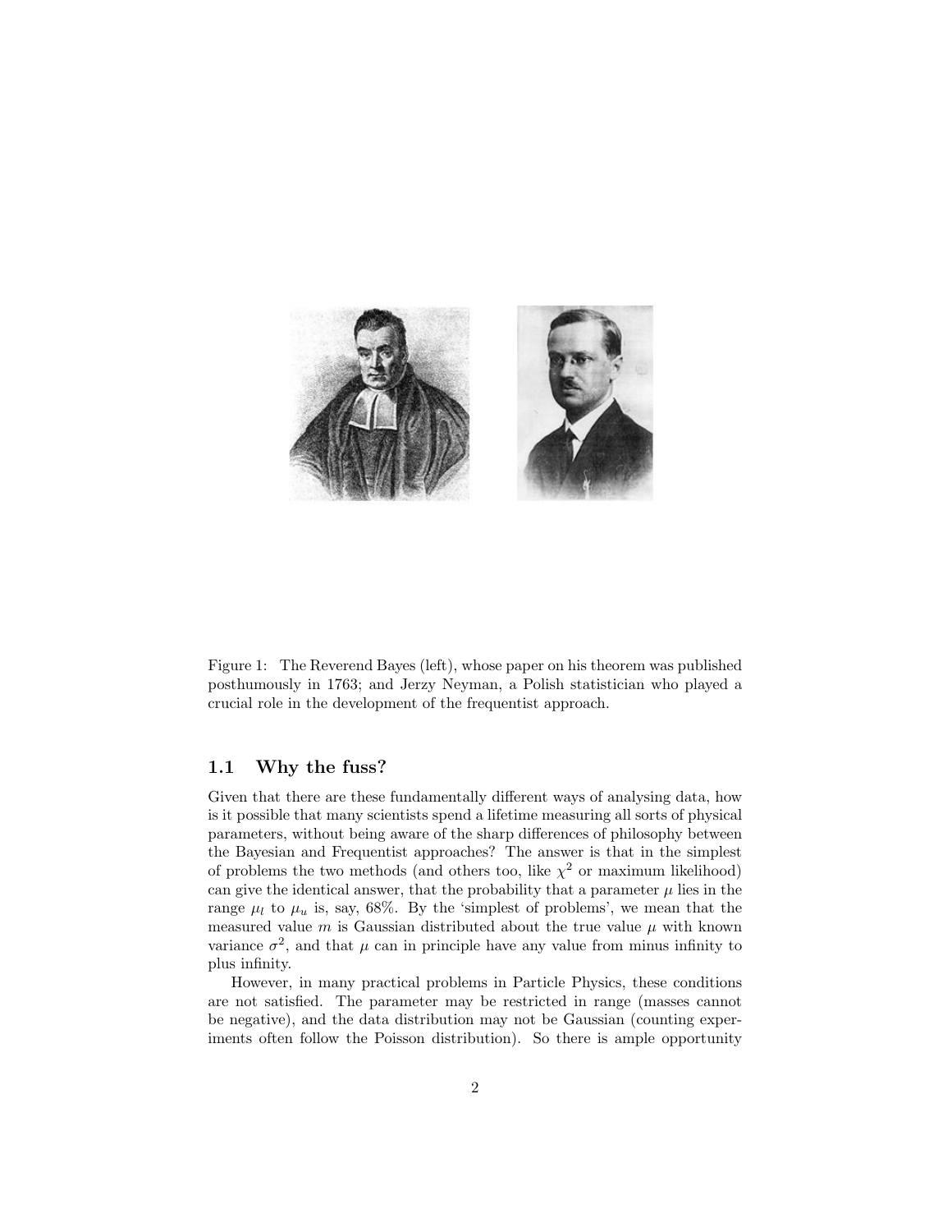Figure 1: The Reverend Bayes (left), whose paper on his theorem was published posthumously in 1763; and Jerzy Neyman, a Polish statistician who played a crucial role in the development of the frequentist approach.

### 1.1 Why the fuss?

Given that there are these fundamentally different ways of analysing data, how is it possible that many scientists spend a lifetime measuring all sorts of physical parameters, without being aware of the sharp differences of philosophy between the Bayesian and Frequentist approaches? The answer is that in the simplest of problems the two methods (and others too, like $\chi^2$ or maximum likelihood) can give the identical answer, that the probability that a parameter $\mu$ lies in the range $\mu_l$ to $\mu_u$ is, say, 68%. By the 'simplest of problems', we mean that the measured value $m$ is Gaussian distributed about the true value $\mu$ with known variance $\sigma^2$, and that $\mu$ can in principle have any value from minus infinity to plus infinity.

However, in many practical problems in Particle Physics, these conditions are not satisfied. The parameter may be restricted in range (masses cannot be negative), and the data distribution may not be Gaussian (counting experiments often follow the Poisson distribution). So there is ample opportunity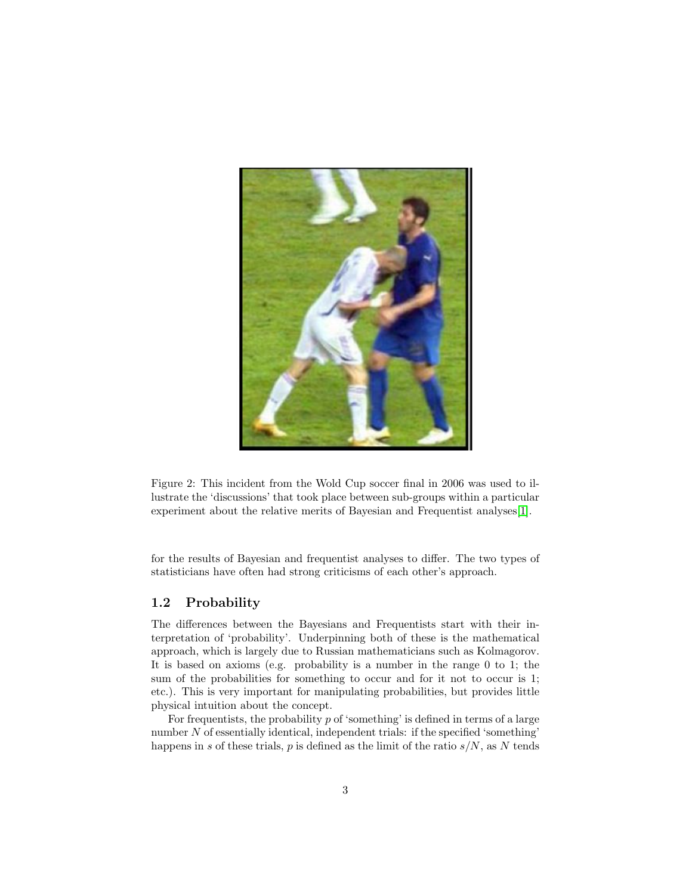Figure 2: This incident from the Wold Cup soccer final in 2006 was used to illustrate the 'discussions' that took place between sub-groups within a particular experiment about the relative merits of Bayesian and Frequentist analyses[1].

for the results of Bayesian and frequentist analyses to differ. The two types of statisticians have often had strong criticisms of each other's approach.

### 1.2 Probability

The differences between the Bayesians and Frequentists start with their interpretation of 'probability'. Underpinning both of these is the mathematical approach, which is largely due to Russian mathematicians such as Kolmagorov. It is based on axioms (e.g. probability is a number in the range 0 to 1; the sum of the probabilities for something to occur and for it not to occur is 1; etc.). This is very important for manipulating probabilities, but provides little physical intuition about the concept.

For frequentists, the probability $p$ of 'something' is defined in terms of a large number $N$ of essentially identical, independent trials: if the specified 'something' happens in $s$ of these trials, $p$ is defined as the limit of the ratio $s/N$, as $N$ tends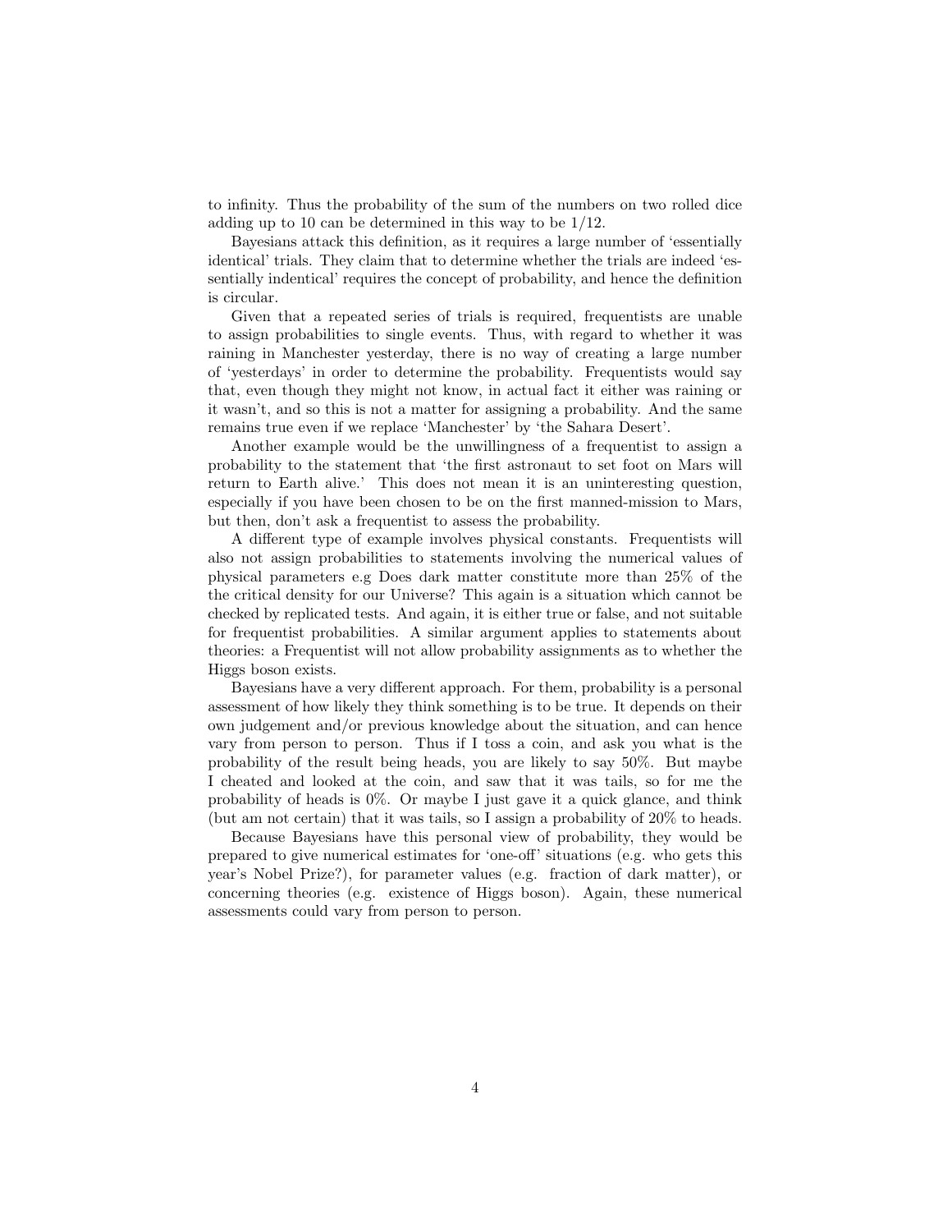to infinity. Thus the probability of the sum of the numbers on two rolled dice adding up to 10 can be determined in this way to be 1/12.

Bayesians attack this definition, as it requires a large number of 'essentially identical' trials. They claim that to determine whether the trials are indeed 'essentially indentical' requires the concept of probability, and hence the definition is circular.

Given that a repeated series of trials is required, frequentists are unable to assign probabilities to single events. Thus, with regard to whether it was raining in Manchester yesterday, there is no way of creating a large number of 'yesterdays' in order to determine the probability. Frequentists would say that, even though they might not know, in actual fact it either was raining or it wasn't, and so this is not a matter for assigning a probability. And the same remains true even if we replace 'Manchester' by 'the Sahara Desert'.

Another example would be the unwillingness of a frequentist to assign a probability to the statement that 'the first astronaut to set foot on Mars will return to Earth alive.' This does not mean it is an uninteresting question, especially if you have been chosen to be on the first manned-mission to Mars, but then, don't ask a frequentist to assess the probability.

A different type of example involves physical constants. Frequentists will also not assign probabilities to statements involving the numerical values of physical parameters e.g Does dark matter constitute more than 25% of the the critical density for our Universe? This again is a situation which cannot be checked by replicated tests. And again, it is either true or false, and not suitable for frequentist probabilities. A similar argument applies to statements about theories: a Frequentist will not allow probability assignments as to whether the Higgs boson exists.

Bayesians have a very different approach. For them, probability is a personal assessment of how likely they think something is to be true. It depends on their own judgement and/or previous knowledge about the situation, and can hence vary from person to person. Thus if I toss a coin, and ask you what is the probability of the result being heads, you are likely to say 50%. But maybe I cheated and looked at the coin, and saw that it was tails, so for me the probability of heads is 0%. Or maybe I just gave it a quick glance, and think (but am not certain) that it was tails, so I assign a probability of 20% to heads.

Because Bayesians have this personal view of probability, they would be prepared to give numerical estimates for 'one-off' situations (e.g. who gets this year's Nobel Prize?), for parameter values (e.g. fraction of dark matter), or concerning theories (e.g. existence of Higgs boson). Again, these numerical assessments could vary from person to person.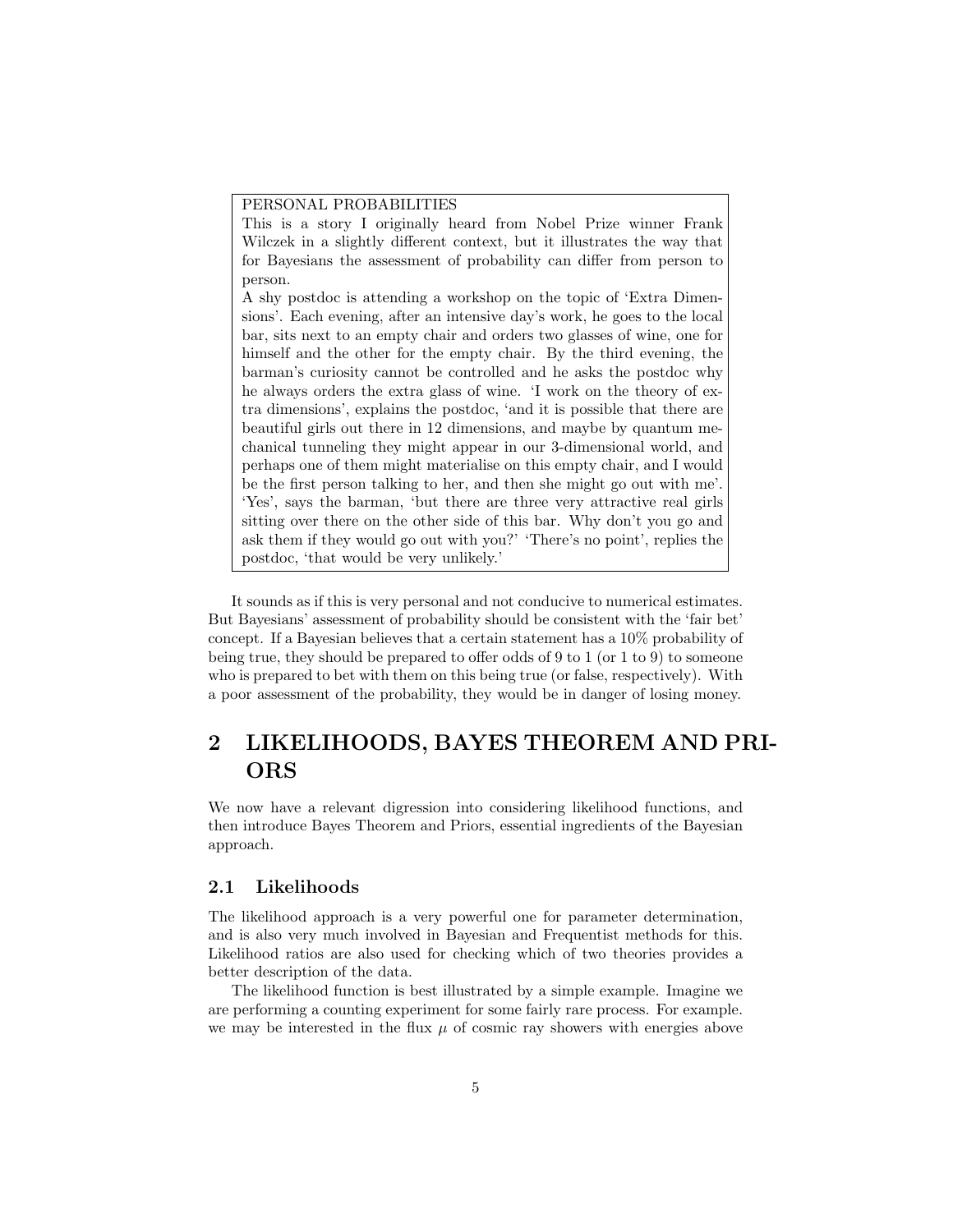PERSONAL PROBABILITIES

This is a story I originally heard from Nobel Prize winner Frank Wilczek in a slightly different context, but it illustrates the way that for Bayesians the assessment of probability can differ from person to person.

A shy postdoc is attending a workshop on the topic of 'Extra Dimensions'. Each evening, after an intensive day's work, he goes to the local bar, sits next to an empty chair and orders two glasses of wine, one for himself and the other for the empty chair. By the third evening, the barman's curiosity cannot be controlled and he asks the postdoc why he always orders the extra glass of wine. 'I work on the theory of extra dimensions', explains the postdoc, 'and it is possible that there are beautiful girls out there in 12 dimensions, and maybe by quantum mechanical tunneling they might appear in our 3-dimensional world, and perhaps one of them might materialise on this empty chair, and I would be the first person talking to her, and then she might go out with me'. 'Yes', says the barman, 'but there are three very attractive real girls sitting over there on the other side of this bar. Why don't you go and ask them if they would go out with you?' 'There's no point', replies the postdoc, 'that would be very unlikely.'

It sounds as if this is very personal and not conducive to numerical estimates. But Bayesians' assessment of probability should be consistent with the 'fair bet' concept. If a Bayesian believes that a certain statement has a 10% probability of being true, they should be prepared to offer odds of 9 to 1 (or 1 to 9) to someone who is prepared to bet with them on this being true (or false, respectively). With a poor assessment of the probability, they would be in danger of losing money.

# 2 LIKELIHOODS, BAYES THEOREM AND PRIORS

We now have a relevant digression into considering likelihood functions, and then introduce Bayes Theorem and Priors, essential ingredients of the Bayesian approach.

## 2.1 Likelihoods

The likelihood approach is a very powerful one for parameter determination, and is also very much involved in Bayesian and Frequentist methods for this. Likelihood ratios are also used for checking which of two theories provides a better description of the data.

The likelihood function is best illustrated by a simple example. Imagine we are performing a counting experiment for some fairly rare process. For example. we may be interested in the flux $\mu$ of cosmic ray showers with energies above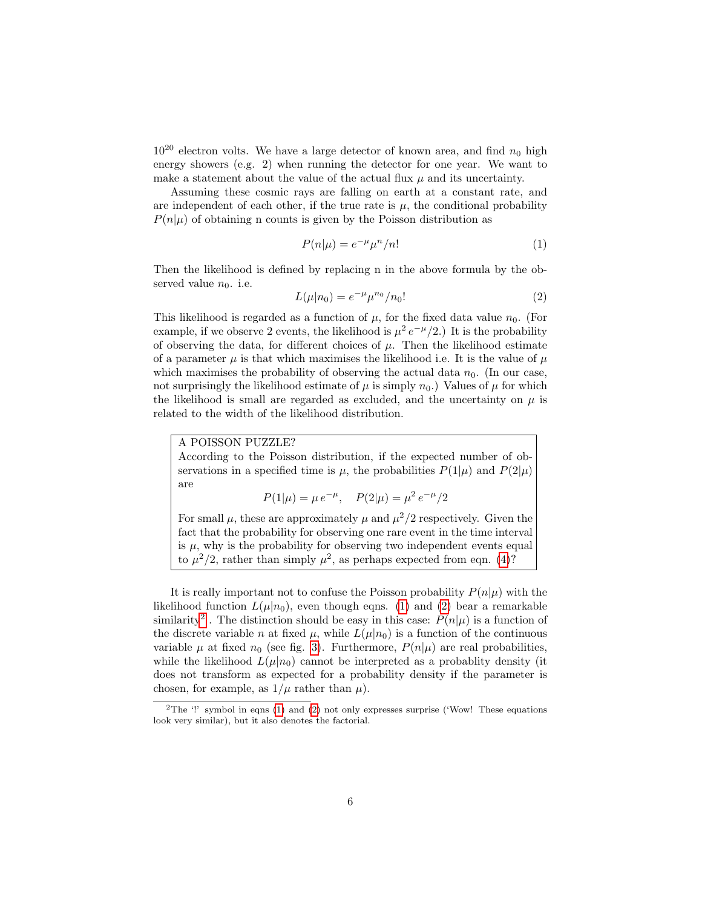$10^{20}$ electron volts. We have a large detector of known area, and find $n_0$ high energy showers (e.g. 2) when running the detector for one year. We want to make a statement about the value of the actual flux $\mu$ and its uncertainty.

Assuming these cosmic rays are falling on earth at a constant rate, and are independent of each other, if the true rate is $\mu$, the conditional probability $P(n|\mu)$ of obtaining n counts is given by the Poisson distribution as

$$P(n|\mu) = e^{-\mu}\mu^n/n! \tag{1}$$

Then the likelihood is defined by replacing n in the above formula by the observed value $n_0$. i.e.

$$L(\mu|n_0) = e^{-\mu}\mu^{n_0}/n_0! \tag{2}$$

This likelihood is regarded as a function of $\mu$, for the fixed data value $n_0$. (For example, if we observe 2 events, the likelihood is $\mu^2 \, e^{-\mu}/2$.) It is the probability of observing the data, for different choices of $\mu$. Then the likelihood estimate of a parameter $\mu$ is that which maximises the likelihood i.e. It is the value of $\mu$ which maximises the probability of observing the actual data $n_0$. (In our case, not surprisingly the likelihood estimate of $\mu$ is simply $n_0$.) Values of $\mu$ for which the likelihood is small are regarded as excluded, and the uncertainty on $\mu$ is related to the width of the likelihood distribution.

> A POISSON PUZZLE?
> According to the Poisson distribution, if the expected number of observations in a specified time is $\mu$, the probabilities $P(1|\mu)$ and $P(2|\mu)$ are
>
> $$P(1|\mu) = \mu \, e^{-\mu}, \quad P(2|\mu) = \mu^2 \, e^{-\mu}/2$$
>
> For small $\mu$, these are approximately $\mu$ and $\mu^2/2$ respectively. Given the fact that the probability for observing one rare event in the time interval is $\mu$, why is the probability for observing two independent events equal to $\mu^2/2$, rather than simply $\mu^2$, as perhaps expected from eqn. (4)?

It is really important not to confuse the Poisson probability $P(n|\mu)$ with the likelihood function $L(\mu|n_0)$, even though eqns. (1) and (2) bear a remarkable similarity[2]. The distinction should be easy in this case: $P(n|\mu)$ is a function of the discrete variable $n$ at fixed $\mu$, while $L(\mu|n_0)$ is a function of the continuous variable $\mu$ at fixed $n_0$ (see fig. 3). Furthermore, $P(n|\mu)$ are real probabilities, while the likelihood $L(\mu|n_0)$ cannot be interpreted as a probablity density (it does not transform as expected for a probability density if the parameter is chosen, for example, as $1/\mu$ rather than $\mu$).

[2] The '!' symbol in eqns (1) and (2) not only expresses surprise ('Wow! These equations look very similar), but it also denotes the factorial.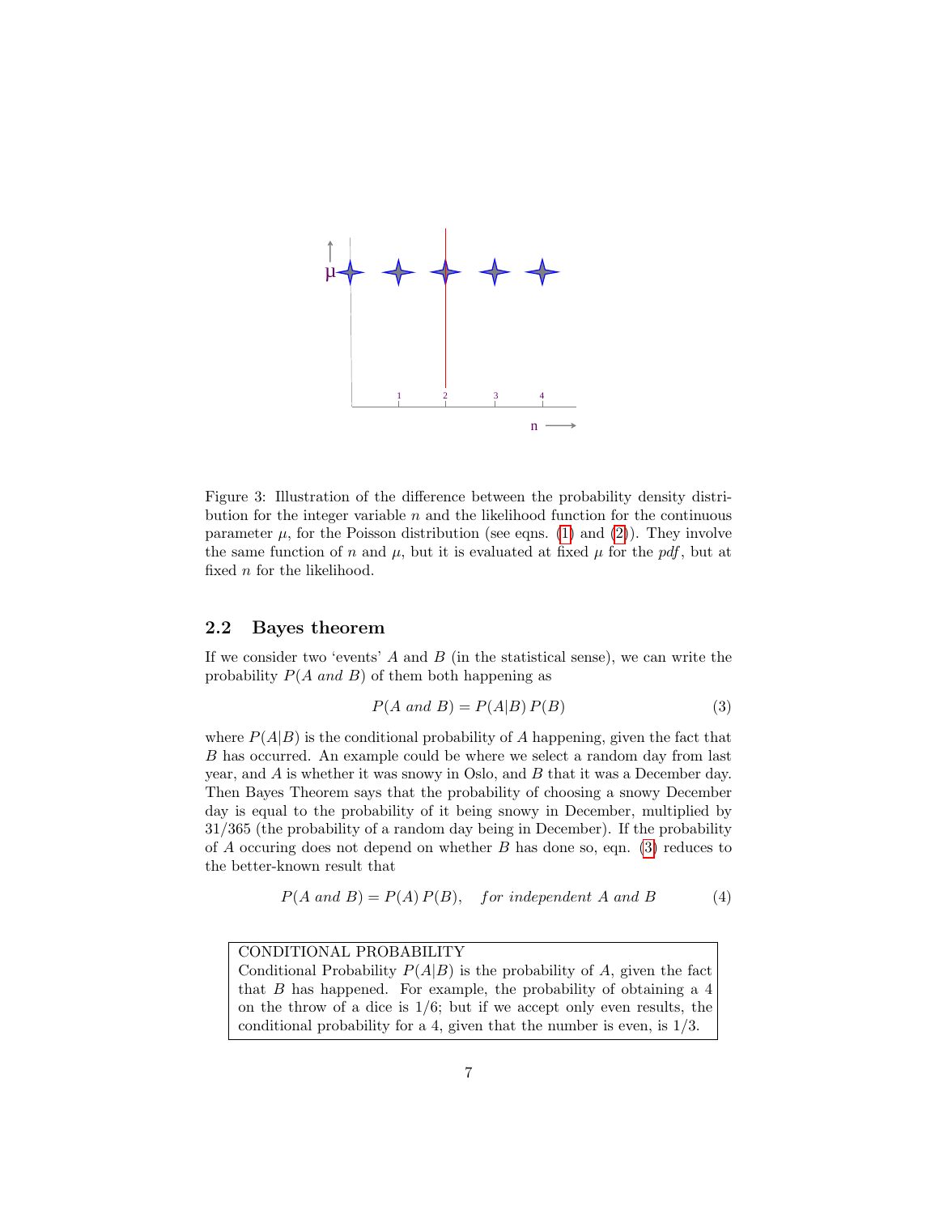Figure 3: Illustration of the difference between the probability density distribution for the integer variable $n$ and the likelihood function for the continuous parameter $\mu$, for the Poisson distribution (see eqns. (1) and (2)). They involve the same function of $n$ and $\mu$, but it is evaluated at fixed $\mu$ for the *pdf*, but at fixed $n$ for the likelihood.

### 2.2 Bayes theorem

If we consider two 'events' $A$ and $B$ (in the statistical sense), we can write the probability $P(A\ and\ B)$ of them both happening as

$$P(A\ and\ B) = P(A|B)\, P(B) \tag{3}$$

where $P(A|B)$ is the conditional probability of $A$ happening, given the fact that $B$ has occurred. An example could be where we select a random day from last year, and $A$ is whether it was snowy in Oslo, and $B$ that it was a December day. Then Bayes Theorem says that the probability of choosing a snowy December day is equal to the probability of it being snowy in December, multiplied by 31/365 (the probability of a random day being in December). If the probability of $A$ occuring does not depend on whether $B$ has done so, eqn. (3) reduces to the better-known result that

$$P(A\ and\ B) = P(A)\, P(B), \quad for\ independent\ A\ and\ B \tag{4}$$

> CONDITIONAL PROBABILITY
> Conditional Probability $P(A|B)$ is the probability of $A$, given the fact that $B$ has happened. For example, the probability of obtaining a 4 on the throw of a dice is 1/6; but if we accept only even results, the conditional probability for a 4, given that the number is even, is 1/3.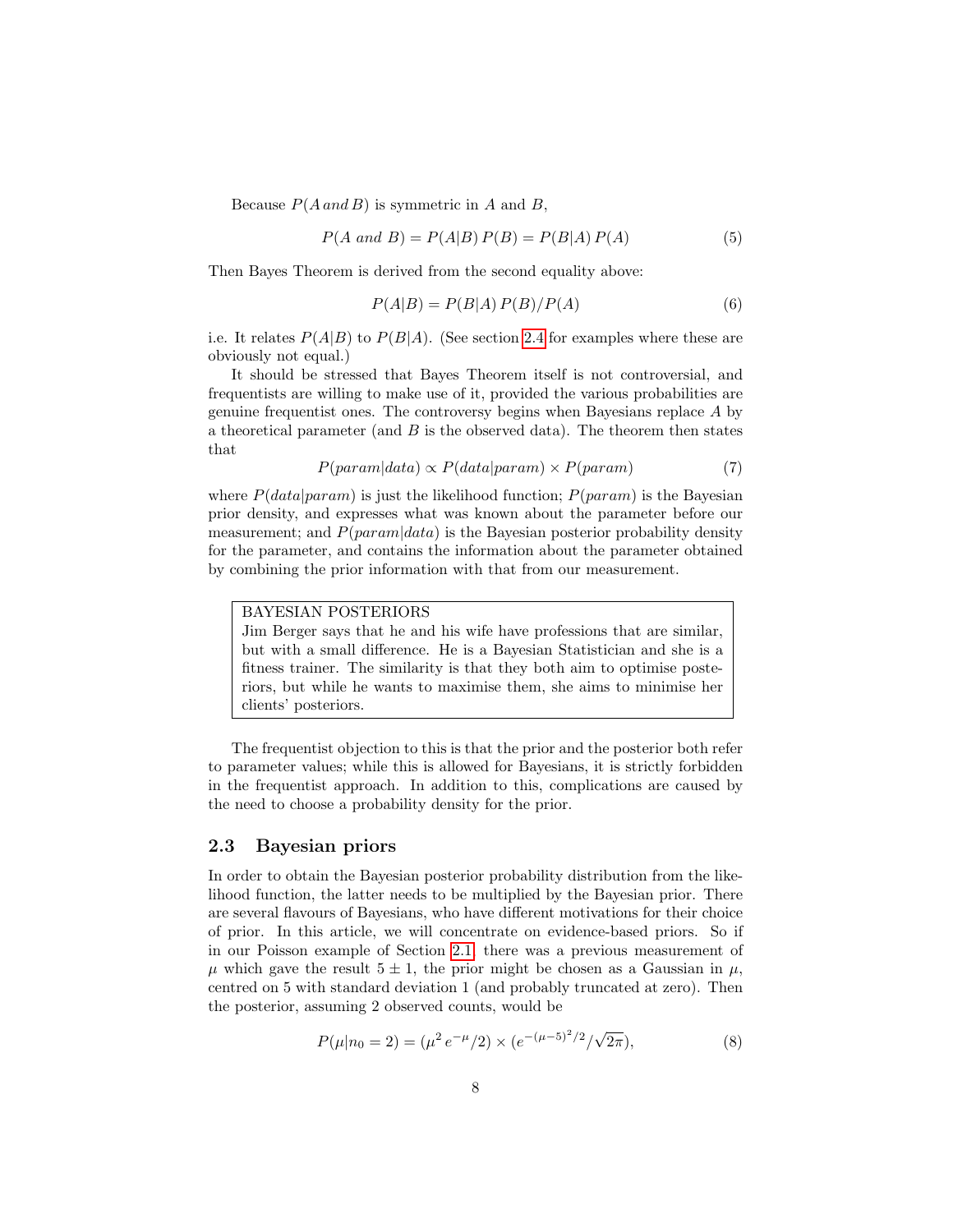Because $P(A\,and\,B)$ is symmetric in $A$ and $B$,

$$P(A\ and\ B) = P(A|B)\,P(B) = P(B|A)\,P(A) \tag{5}$$

Then Bayes Theorem is derived from the second equality above:

$$P(A|B) = P(B|A)\,P(B)/P(A) \tag{6}$$

i.e. It relates $P(A|B)$ to $P(B|A)$. (See section 2.4 for examples where these are obviously not equal.)

It should be stressed that Bayes Theorem itself is not controversial, and frequentists are willing to make use of it, provided the various probabilities are genuine frequentist ones. The controversy begins when Bayesians replace $A$ by a theoretical parameter (and $B$ is the observed data). The theorem then states that

$$P(param|data) \propto P(data|param) \times P(param) \tag{7}$$

where $P(data|param)$ is just the likelihood function; $P(param)$ is the Bayesian prior density, and expresses what was known about the parameter before our measurement; and $P(param|data)$ is the Bayesian posterior probability density for the parameter, and contains the information about the parameter obtained by combining the prior information with that from our measurement.

> BAYESIAN POSTERIORS
> Jim Berger says that he and his wife have professions that are similar, but with a small difference. He is a Bayesian Statistician and she is a fitness trainer. The similarity is that they both aim to optimise posteriors, but while he wants to maximise them, she aims to minimise her clients' posteriors.

The frequentist objection to this is that the prior and the posterior both refer to parameter values; while this is allowed for Bayesians, it is strictly forbidden in the frequentist approach. In addition to this, complications are caused by the need to choose a probability density for the prior.

### 2.3 Bayesian priors

In order to obtain the Bayesian posterior probability distribution from the likelihood function, the latter needs to be multiplied by the Bayesian prior. There are several flavours of Bayesians, who have different motivations for their choice of prior. In this article, we will concentrate on evidence-based priors. So if in our Poisson example of Section 2.1 there was a previous measurement of $\mu$ which gave the result $5 \pm 1$, the prior might be chosen as a Gaussian in $\mu$, centred on 5 with standard deviation 1 (and probably truncated at zero). Then the posterior, assuming 2 observed counts, would be

$$P(\mu|n_0 = 2) = (\mu^2\,e^{-\mu}/2) \times (e^{-(\mu-5)^2/2}/\sqrt{2\pi}), \tag{8}$$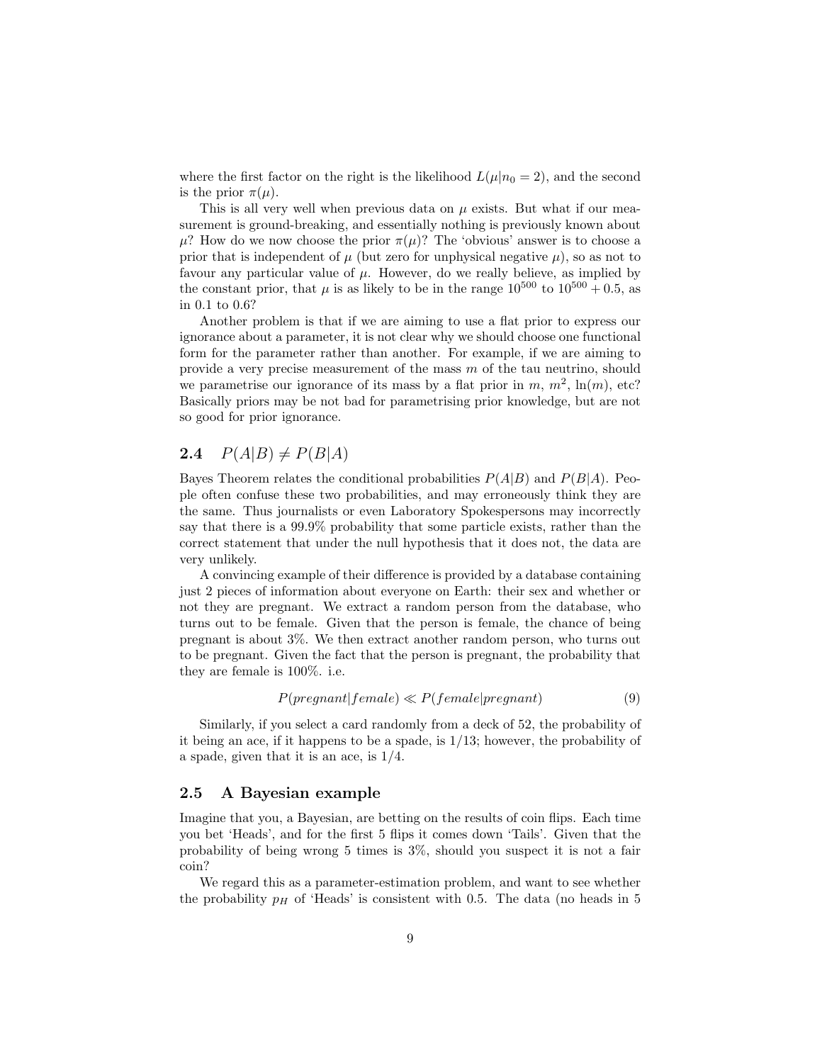where the first factor on the right is the likelihood $L(\mu|n_0 = 2)$, and the second is the prior $\pi(\mu)$.

This is all very well when previous data on $\mu$ exists. But what if our measurement is ground-breaking, and essentially nothing is previously known about $\mu$? How do we now choose the prior $\pi(\mu)$? The 'obvious' answer is to choose a prior that is independent of $\mu$ (but zero for unphysical negative $\mu$), so as not to favour any particular value of $\mu$. However, do we really believe, as implied by the constant prior, that $\mu$ is as likely to be in the range $10^{500}$ to $10^{500} + 0.5$, as in 0.1 to 0.6?

Another problem is that if we are aiming to use a flat prior to express our ignorance about a parameter, it is not clear why we should choose one functional form for the parameter rather than another. For example, if we are aiming to provide a very precise measurement of the mass $m$ of the tau neutrino, should we parametrise our ignorance of its mass by a flat prior in $m$, $m^2$, $\ln(m)$, etc? Basically priors may be not bad for parametrising prior knowledge, but are not so good for prior ignorance.

## 2.4 $P(A|B) \neq P(B|A)$

Bayes Theorem relates the conditional probabilities $P(A|B)$ and $P(B|A)$. People often confuse these two probabilities, and may erroneously think they are the same. Thus journalists or even Laboratory Spokespersons may incorrectly say that there is a 99.9% probability that some particle exists, rather than the correct statement that under the null hypothesis that it does not, the data are very unlikely.

A convincing example of their difference is provided by a database containing just 2 pieces of information about everyone on Earth: their sex and whether or not they are pregnant. We extract a random person from the database, who turns out to be female. Given that the person is female, the chance of being pregnant is about 3%. We then extract another random person, who turns out to be pregnant. Given the fact that the person is pregnant, the probability that they are female is 100%. i.e.

$$P(pregnant|female) \ll P(female|pregnant) \tag{9}$$

Similarly, if you select a card randomly from a deck of 52, the probability of it being an ace, if it happens to be a spade, is 1/13; however, the probability of a spade, given that it is an ace, is 1/4.

## 2.5 A Bayesian example

Imagine that you, a Bayesian, are betting on the results of coin flips. Each time you bet 'Heads', and for the first 5 flips it comes down 'Tails'. Given that the probability of being wrong 5 times is 3%, should you suspect it is not a fair coin?

We regard this as a parameter-estimation problem, and want to see whether the probability $p_H$ of 'Heads' is consistent with 0.5. The data (no heads in 5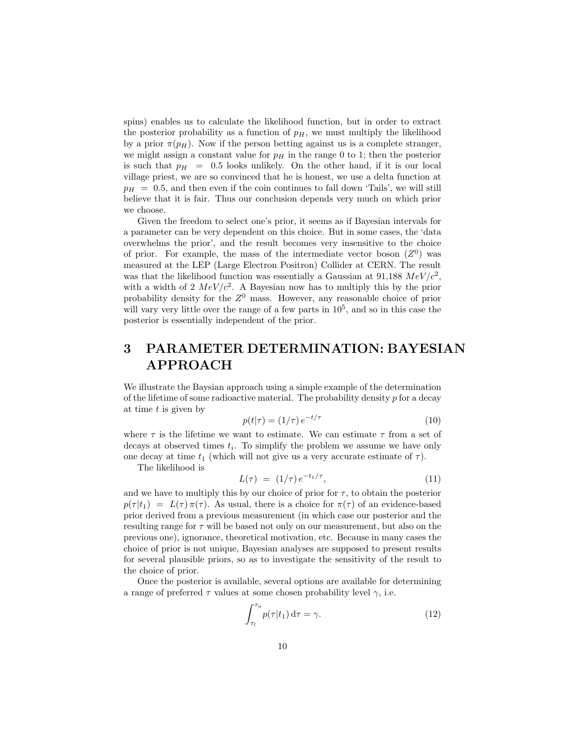spins) enables us to calculate the likelihood function, but in order to extract the posterior probability as a function of $p_H$, we must multiply the likelihood by a prior $\pi(p_H)$. Now if the person betting against us is a complete stranger, we might assign a constant value for $p_H$ in the range 0 to 1; then the posterior is such that $p_H = 0.5$ looks unlikely. On the other hand, if it is our local village priest, we are so convinced that he is honest, we use a delta function at $p_H = 0.5$, and then even if the coin continues to fall down 'Tails', we will still believe that it is fair. Thus our conclusion depends very much on which prior we choose.

Given the freedom to select one's prior, it seems as if Bayesian intervals for a parameter can be very dependent on this choice. But in some cases, the 'data overwhelms the prior', and the result becomes very insensitive to the choice of prior. For example, the mass of the intermediate vector boson ($Z^0$) was measured at the LEP (Large Electron Positron) Collider at CERN. The result was that the likelihood function was essentially a Gaussian at 91,188 $MeV/c^2$, with a width of 2 $MeV/c^2$. A Bayesian now has to multiply this by the prior probability density for the $Z^0$ mass. However, any reasonable choice of prior will vary very little over the range of a few parts in $10^5$, and so in this case the posterior is essentially independent of the prior.

# 3 PARAMETER DETERMINATION: BAYESIAN APPROACH

We illustrate the Baysian approach using a simple example of the determination of the lifetime of some radioactive material. The probability density $p$ for a decay at time $t$ is given by

$$p(t|\tau) = (1/\tau)\, e^{-t/\tau} \tag{10}$$

where $\tau$ is the lifetime we want to estimate. We can estimate $\tau$ from a set of decays at observed times $t_i$. To simplify the problem we assume we have only one decay at time $t_1$ (which will not give us a very accurate estimate of $\tau$).

The likelihood is

$$L(\tau) \;=\; (1/\tau)\, e^{-t_1/\tau}, \tag{11}$$

and we have to multiply this by our choice of prior for $\tau$, to obtain the posterior $p(\tau|t_1) \;=\; L(\tau)\,\pi(\tau)$. As usual, there is a choice for $\pi(\tau)$ of an evidence-based prior derived from a previous measurement (in which case our posterior and the resulting range for $\tau$ will be based not only on our measurement, but also on the previous one), ignorance, theoretical motivation, etc. Because in many cases the choice of prior is not unique, Bayesian analyses are supposed to present results for several plausible priors, so as to investigate the sensitivity of the result to the choice of prior.

Once the posterior is available, several options are available for determining a range of preferred $\tau$ values at some chosen probability level $\gamma$, i.e.

$$\int_{\tau_l}^{\tau_u} p(\tau|t_1)\, \mathrm{d}\tau = \gamma. \tag{12}$$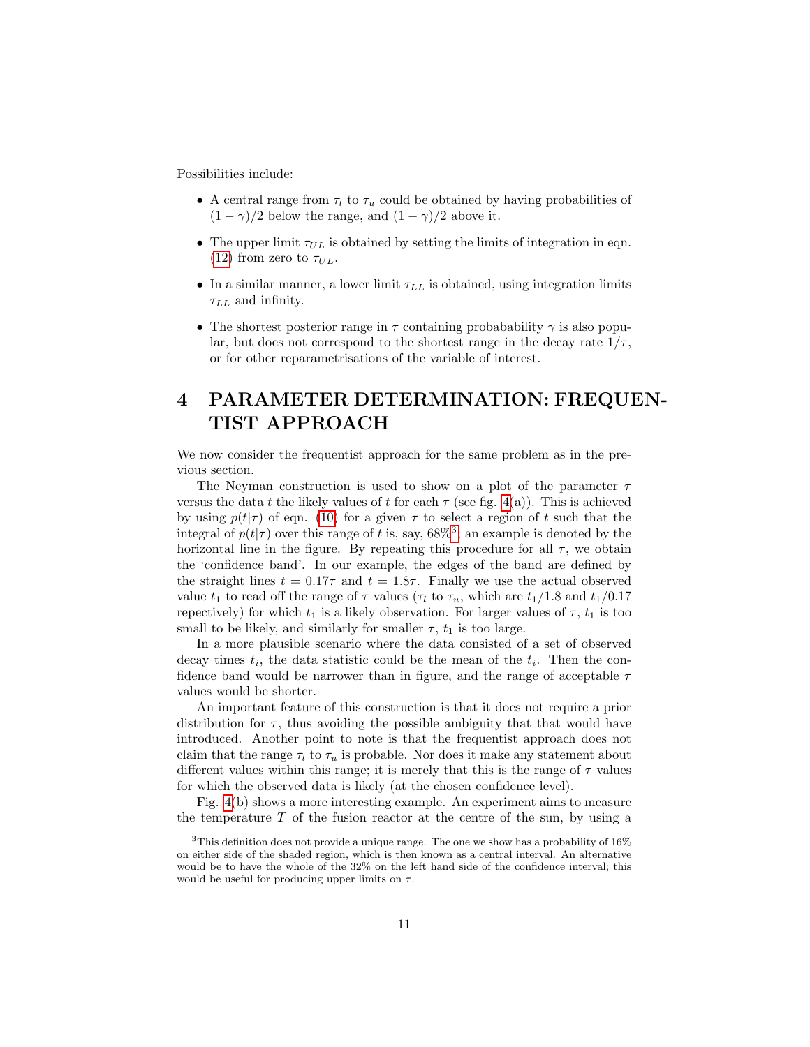Possibilities include:

- A central range from $\tau_l$ to $\tau_u$ could be obtained by having probabilities of $(1-\gamma)/2$ below the range, and $(1-\gamma)/2$ above it.
- The upper limit $\tau_{UL}$ is obtained by setting the limits of integration in eqn. (12) from zero to $\tau_{UL}$.
- In a similar manner, a lower limit $\tau_{LL}$ is obtained, using integration limits $\tau_{LL}$ and infinity.
- The shortest posterior range in $\tau$ containing probabability $\gamma$ is also popular, but does not correspond to the shortest range in the decay rate $1/\tau$, or for other reparametrisations of the variable of interest.

# 4 PARAMETER DETERMINATION: FREQUENTIST APPROACH

We now consider the frequentist approach for the same problem as in the previous section.

The Neyman construction is used to show on a plot of the parameter $\tau$ versus the data $t$ the likely values of $t$ for each $\tau$ (see fig. 4(a)). This is achieved by using $p(t|\tau)$ of eqn. (10) for a given $\tau$ to select a region of $t$ such that the integral of $p(t|\tau)$ over this range of $t$ is, say, 68%[3]; an example is denoted by the horizontal line in the figure. By repeating this procedure for all $\tau$, we obtain the 'confidence band'. In our example, the edges of the band are defined by the straight lines $t = 0.17\tau$ and $t = 1.8\tau$. Finally we use the actual observed value $t_1$ to read off the range of $\tau$ values ($\tau_l$ to $\tau_u$, which are $t_1/1.8$ and $t_1/0.17$ repectively) for which $t_1$ is a likely observation. For larger values of $\tau$, $t_1$ is too small to be likely, and similarly for smaller $\tau$, $t_1$ is too large.

In a more plausible scenario where the data consisted of a set of observed decay times $t_i$, the data statistic could be the mean of the $t_i$. Then the confidence band would be narrower than in figure, and the range of acceptable $\tau$ values would be shorter.

An important feature of this construction is that it does not require a prior distribution for $\tau$, thus avoiding the possible ambiguity that that would have introduced. Another point to note is that the frequentist approach does not claim that the range $\tau_l$ to $\tau_u$ is probable. Nor does it make any statement about different values within this range; it is merely that this is the range of $\tau$ values for which the observed data is likely (at the chosen confidence level).

Fig. 4(b) shows a more interesting example. An experiment aims to measure the temperature $T$ of the fusion reactor at the centre of the sun, by using a

[3] This definition does not provide a unique range. The one we show has a probability of 16% on either side of the shaded region, which is then known as a central interval. An alternative would be to have the whole of the 32% on the left hand side of the confidence interval; this would be useful for producing upper limits on $\tau$.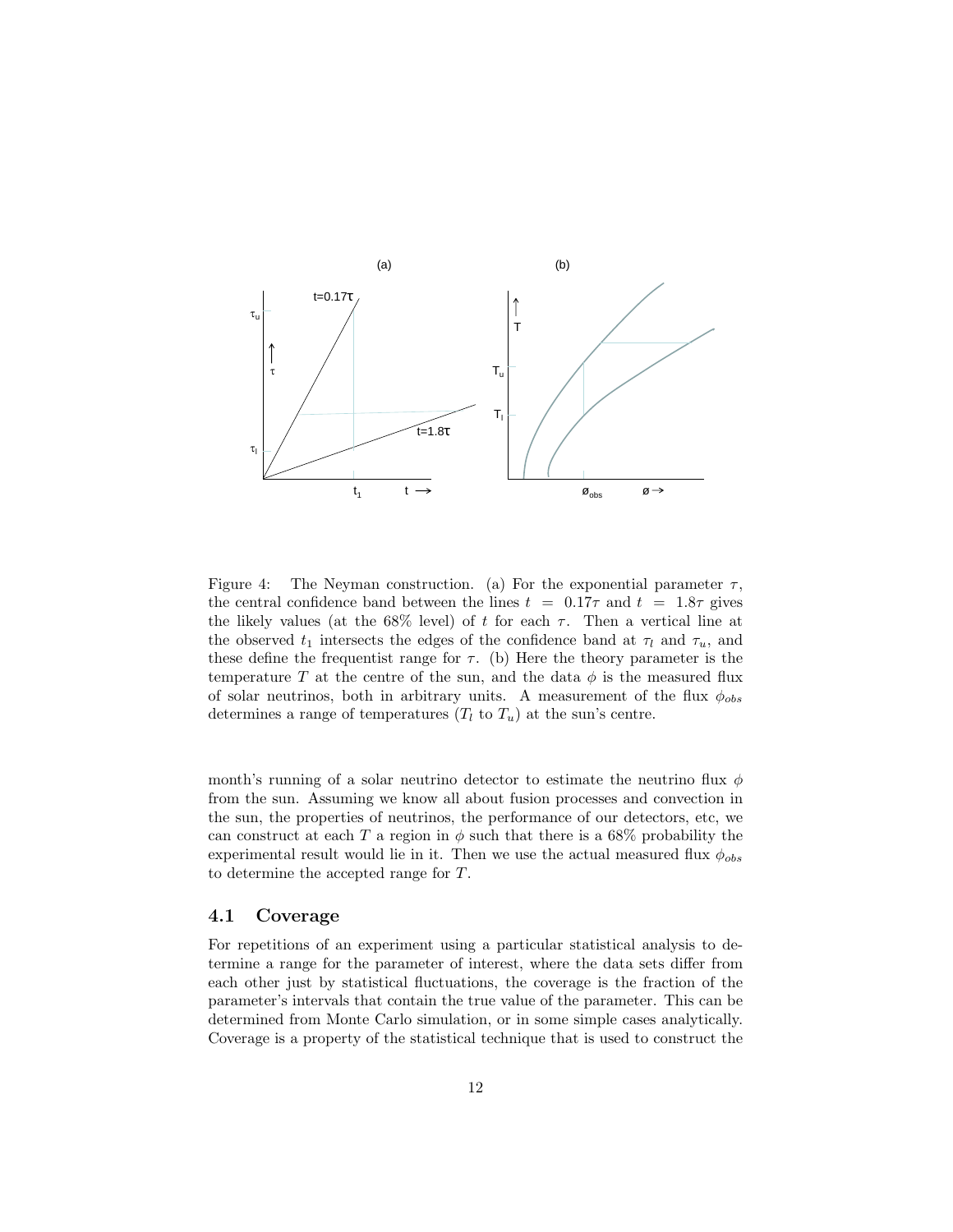Figure 4: The Neyman construction. (a) For the exponential parameter $\tau$, the central confidence band between the lines $t = 0.17\tau$ and $t = 1.8\tau$ gives the likely values (at the 68% level) of $t$ for each $\tau$. Then a vertical line at the observed $t_1$ intersects the edges of the confidence band at $\tau_l$ and $\tau_u$, and these define the frequentist range for $\tau$. (b) Here the theory parameter is the temperature $T$ at the centre of the sun, and the data $\phi$ is the measured flux of solar neutrinos, both in arbitrary units. A measurement of the flux $\phi_{obs}$ determines a range of temperatures ($T_l$ to $T_u$) at the sun's centre.

month's running of a solar neutrino detector to estimate the neutrino flux $\phi$ from the sun. Assuming we know all about fusion processes and convection in the sun, the properties of neutrinos, the performance of our detectors, etc, we can construct at each $T$ a region in $\phi$ such that there is a 68% probability the experimental result would lie in it. Then we use the actual measured flux $\phi_{obs}$ to determine the accepted range for $T$.

### 4.1 Coverage

For repetitions of an experiment using a particular statistical analysis to determine a range for the parameter of interest, where the data sets differ from each other just by statistical fluctuations, the coverage is the fraction of the parameter's intervals that contain the true value of the parameter. This can be determined from Monte Carlo simulation, or in some simple cases analytically. Coverage is a property of the statistical technique that is used to construct the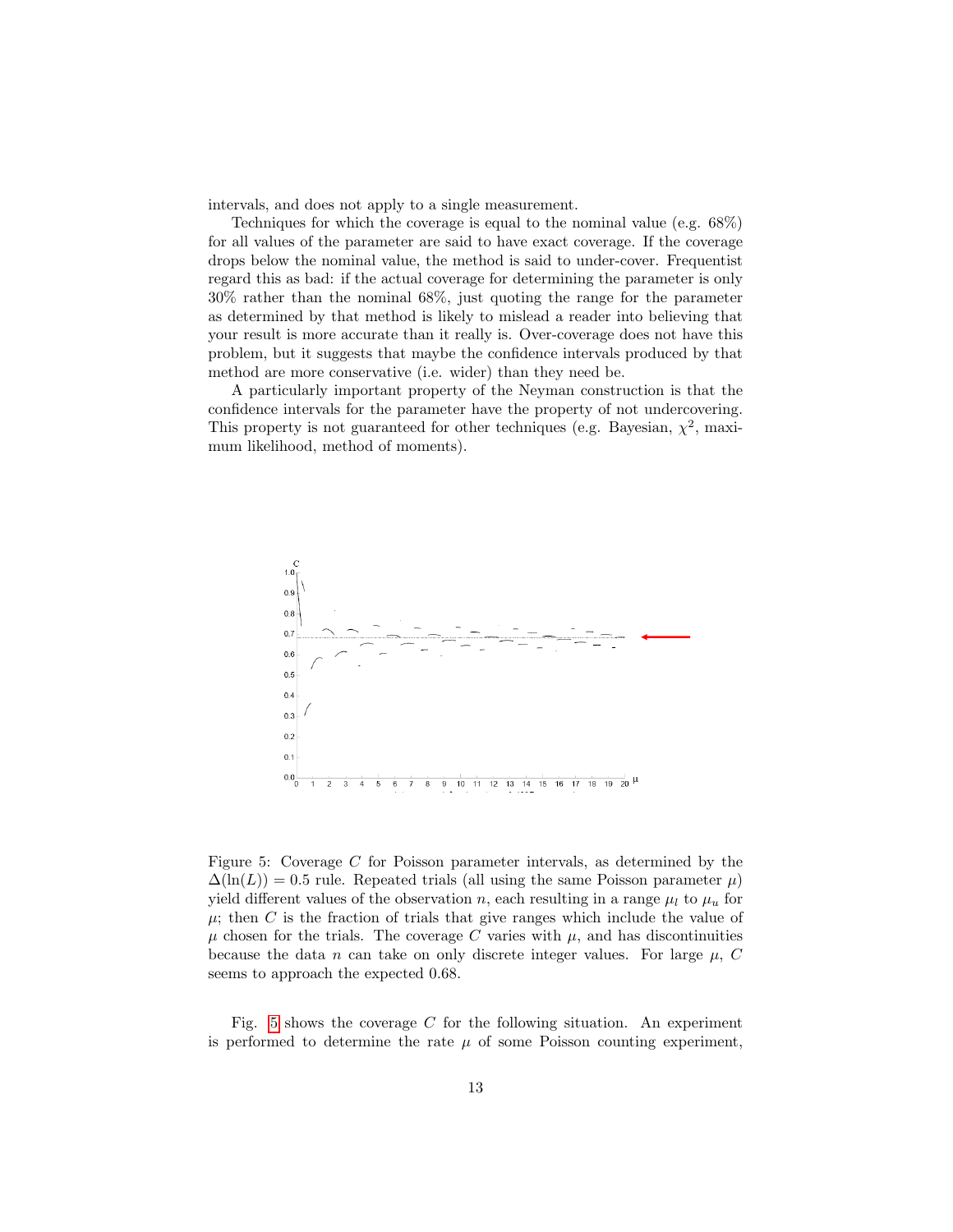intervals, and does not apply to a single measurement.

Techniques for which the coverage is equal to the nominal value (e.g. 68%) for all values of the parameter are said to have exact coverage. If the coverage drops below the nominal value, the method is said to under-cover. Frequentist regard this as bad: if the actual coverage for determining the parameter is only 30% rather than the nominal 68%, just quoting the range for the parameter as determined by that method is likely to mislead a reader into believing that your result is more accurate than it really is. Over-coverage does not have this problem, but it suggests that maybe the confidence intervals produced by that method are more conservative (i.e. wider) than they need be.

A particularly important property of the Neyman construction is that the confidence intervals for the parameter have the property of not undercovering. This property is not guaranteed for other techniques (e.g. Bayesian, $\chi^2$, maximum likelihood, method of moments).

Figure 5: Coverage $C$ for Poisson parameter intervals, as determined by the $\Delta(\ln(L)) = 0.5$ rule. Repeated trials (all using the same Poisson parameter $\mu$) yield different values of the observation $n$, each resulting in a range $\mu_l$ to $\mu_u$ for $\mu$; then $C$ is the fraction of trials that give ranges which include the value of $\mu$ chosen for the trials. The coverage $C$ varies with $\mu$, and has discontinuities because the data $n$ can take on only discrete integer values. For large $\mu$, $C$ seems to approach the expected 0.68.

Fig. 5 shows the coverage $C$ for the following situation. An experiment is performed to determine the rate $\mu$ of some Poisson counting experiment,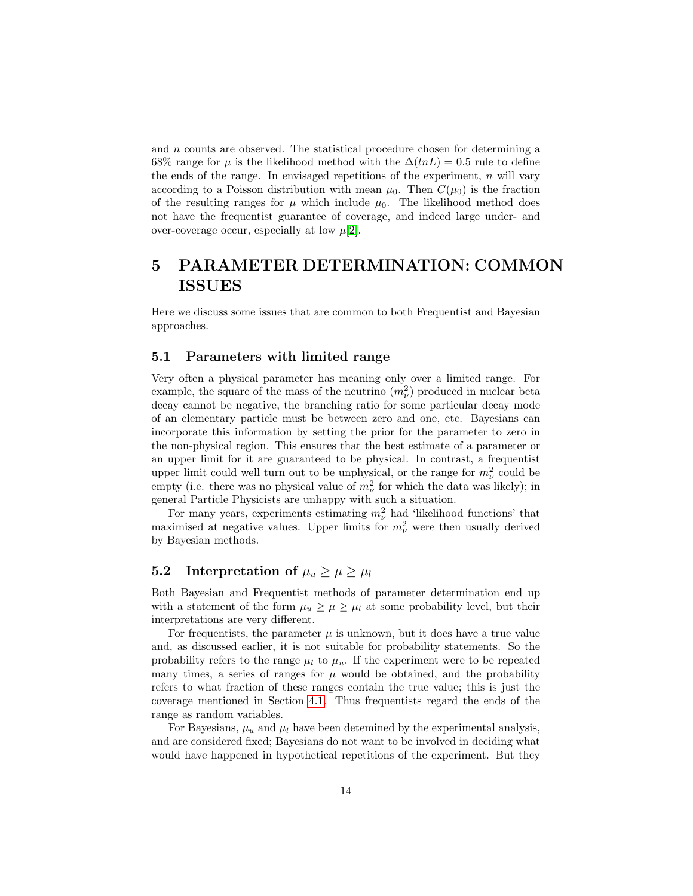and $n$ counts are observed. The statistical procedure chosen for determining a 68% range for $\mu$ is the likelihood method with the $\Delta(lnL) = 0.5$ rule to define the ends of the range. In envisaged repetitions of the experiment, $n$ will vary according to a Poisson distribution with mean $\mu_0$. Then $C(\mu_0)$ is the fraction of the resulting ranges for $\mu$ which include $\mu_0$. The likelihood method does not have the frequentist guarantee of coverage, and indeed large under- and over-coverage occur, especially at low $\mu$[2].

# 5 PARAMETER DETERMINATION: COMMON ISSUES

Here we discuss some issues that are common to both Frequentist and Bayesian approaches.

## 5.1 Parameters with limited range

Very often a physical parameter has meaning only over a limited range. For example, the square of the mass of the neutrino ($m_\nu^2$) produced in nuclear beta decay cannot be negative, the branching ratio for some particular decay mode of an elementary particle must be between zero and one, etc. Bayesians can incorporate this information by setting the prior for the parameter to zero in the non-physical region. This ensures that the best estimate of a parameter or an upper limit for it are guaranteed to be physical. In contrast, a frequentist upper limit could well turn out to be unphysical, or the range for $m_\nu^2$ could be empty (i.e. there was no physical value of $m_\nu^2$ for which the data was likely); in general Particle Physicists are unhappy with such a situation.

For many years, experiments estimating $m_\nu^2$ had 'likelihood functions' that maximised at negative values. Upper limits for $m_\nu^2$ were then usually derived by Bayesian methods.

## 5.2 Interpretation of $\mu_u \geq \mu \geq \mu_l$

Both Bayesian and Frequentist methods of parameter determination end up with a statement of the form $\mu_u \geq \mu \geq \mu_l$ at some probability level, but their interpretations are very different.

For frequentists, the parameter $\mu$ is unknown, but it does have a true value and, as discussed earlier, it is not suitable for probability statements. So the probability refers to the range $\mu_l$ to $\mu_u$. If the experiment were to be repeated many times, a series of ranges for $\mu$ would be obtained, and the probability refers to what fraction of these ranges contain the true value; this is just the coverage mentioned in Section 4.1. Thus frequentists regard the ends of the range as random variables.

For Bayesians, $\mu_u$ and $\mu_l$ have been detemined by the experimental analysis, and are considered fixed; Bayesians do not want to be involved in deciding what would have happened in hypothetical repetitions of the experiment. But they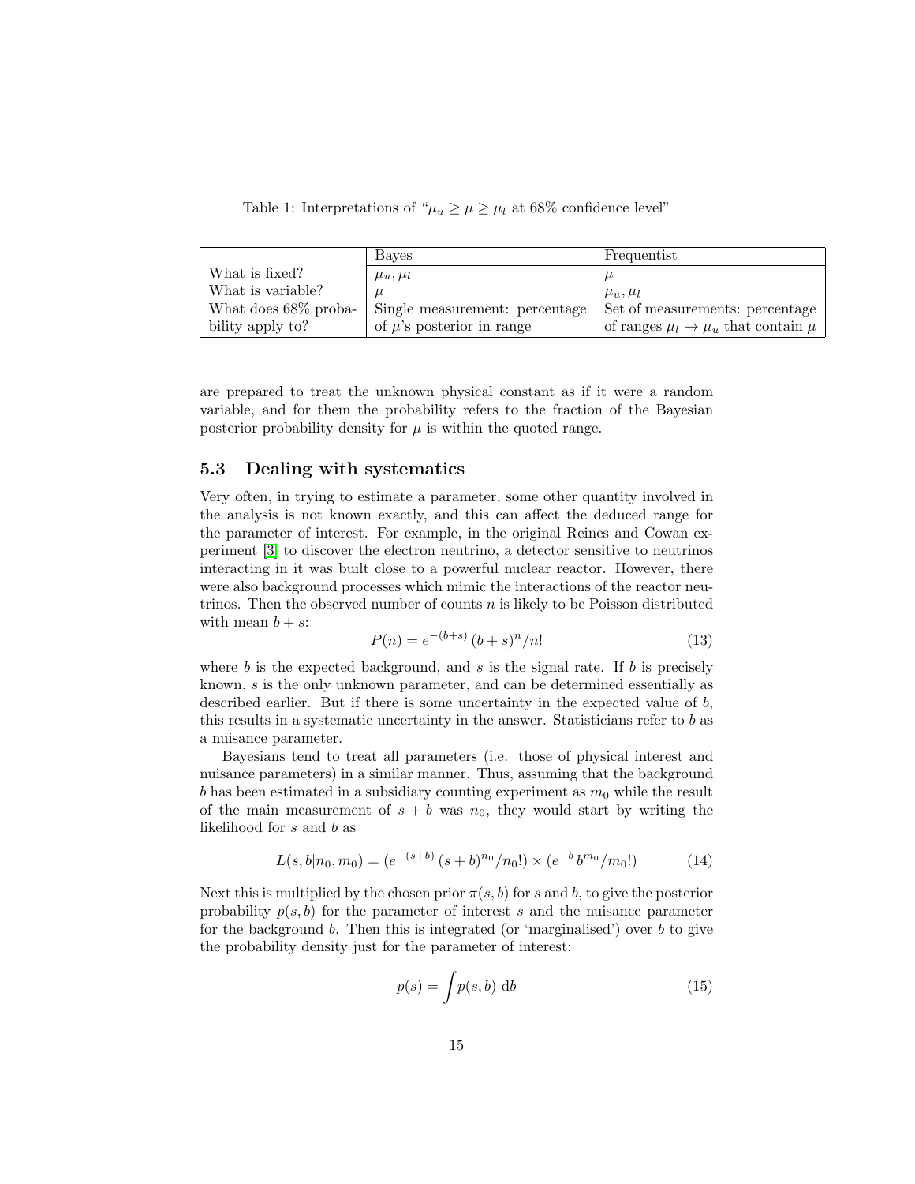Table 1: Interpretations of "$\mu_u \geq \mu \geq \mu_l$ at 68% confidence level"

| | Bayes | Frequentist |
|---|---|---|
| What is fixed? | $\mu_u, \mu_l$ | $\mu$ |
| What is variable? | $\mu$ | $\mu_u, \mu_l$ |
| What does 68% probability apply to? | Single measurement: percentage of $\mu$'s posterior in range | Set of measurements: percentage of ranges $\mu_l \to \mu_u$ that contain $\mu$ |

are prepared to treat the unknown physical constant as if it were a random variable, and for them the probability refers to the fraction of the Bayesian posterior probability density for $\mu$ is within the quoted range.

### 5.3 Dealing with systematics

Very often, in trying to estimate a parameter, some other quantity involved in the analysis is not known exactly, and this can affect the deduced range for the parameter of interest. For example, in the original Reines and Cowan experiment [3] to discover the electron neutrino, a detector sensitive to neutrinos interacting in it was built close to a powerful nuclear reactor. However, there were also background processes which mimic the interactions of the reactor neutrinos. Then the observed number of counts $n$ is likely to be Poisson distributed with mean $b + s$:

$$P(n) = e^{-(b+s)}\,(b+s)^n/n! \tag{13}$$

where $b$ is the expected background, and $s$ is the signal rate. If $b$ is precisely known, $s$ is the only unknown parameter, and can be determined essentially as described earlier. But if there is some uncertainty in the expected value of $b$, this results in a systematic uncertainty in the answer. Statisticians refer to $b$ as a nuisance parameter.

Bayesians tend to treat all parameters (i.e. those of physical interest and nuisance parameters) in a similar manner. Thus, assuming that the background $b$ has been estimated in a subsidiary counting experiment as $m_0$ while the result of the main measurement of $s + b$ was $n_0$, they would start by writing the likelihood for $s$ and $b$ as

$$L(s, b|n_0, m_0) = (e^{-(s+b)}\,(s+b)^{n_0}/n_0!) \times (e^{-b}\,b^{m_0}/m_0!) \tag{14}$$

Next this is multiplied by the chosen prior $\pi(s, b)$ for $s$ and $b$, to give the posterior probability $p(s, b)$ for the parameter of interest $s$ and the nuisance parameter for the background $b$. Then this is integrated (or 'marginalised') over $b$ to give the probability density just for the parameter of interest:

$$p(s) = \int p(s, b)\ \mathrm{d}b \tag{15}$$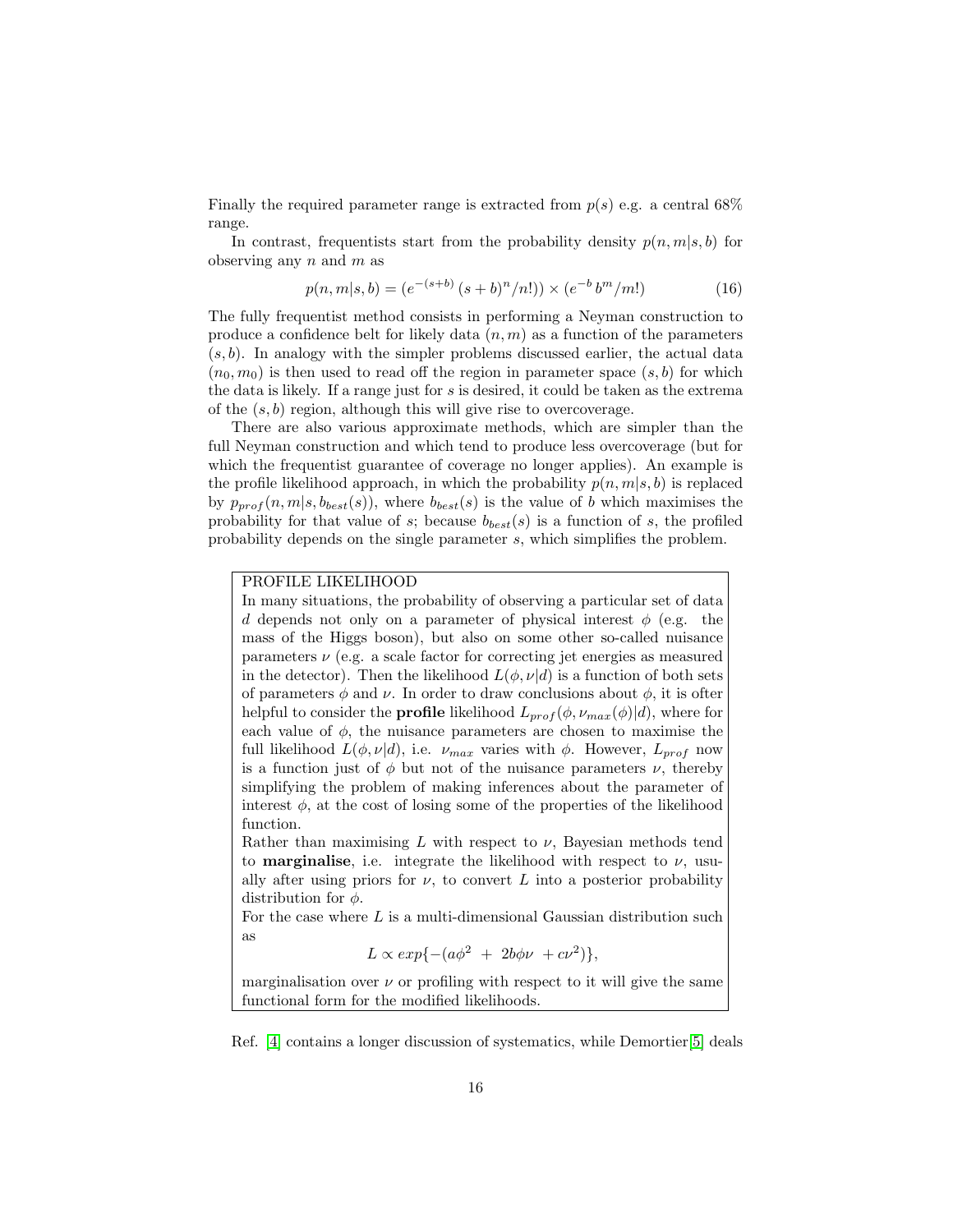Finally the required parameter range is extracted from $p(s)$ e.g. a central 68% range.

In contrast, frequentists start from the probability density $p(n, m|s, b)$ for observing any $n$ and $m$ as

$$p(n, m|s, b) = (e^{-(s+b)}\,(s+b)^n/n!)) \times (e^{-b}\, b^m/m!) \tag{16}$$

The fully frequentist method consists in performing a Neyman construction to produce a confidence belt for likely data $(n, m)$ as a function of the parameters $(s, b)$. In analogy with the simpler problems discussed earlier, the actual data $(n_0, m_0)$ is then used to read off the region in parameter space $(s, b)$ for which the data is likely. If a range just for $s$ is desired, it could be taken as the extrema of the $(s, b)$ region, although this will give rise to overcoverage.

There are also various approximate methods, which are simpler than the full Neyman construction and which tend to produce less overcoverage (but for which the frequentist guarantee of coverage no longer applies). An example is the profile likelihood approach, in which the probability $p(n, m|s, b)$ is replaced by $p_{prof}(n, m|s, b_{best}(s))$, where $b_{best}(s)$ is the value of $b$ which maximises the probability for that value of $s$; because $b_{best}(s)$ is a function of $s$, the profiled probability depends on the single parameter $s$, which simplifies the problem.

> PROFILE LIKELIHOOD
>
> In many situations, the probability of observing a particular set of data $d$ depends not only on a parameter of physical interest $\phi$ (e.g. the mass of the Higgs boson), but also on some other so-called nuisance parameters $\nu$ (e.g. a scale factor for correcting jet energies as measured in the detector). Then the likelihood $L(\phi, \nu|d)$ is a function of both sets of parameters $\phi$ and $\nu$. In order to draw conclusions about $\phi$, it is ofter helpful to consider the **profile** likelihood $L_{prof}(\phi, \nu_{max}(\phi)|d)$, where for each value of $\phi$, the nuisance parameters are chosen to maximise the full likelihood $L(\phi, \nu|d)$, i.e. $\nu_{max}$ varies with $\phi$. However, $L_{prof}$ now is a function just of $\phi$ but not of the nuisance parameters $\nu$, thereby simplifying the problem of making inferences about the parameter of interest $\phi$, at the cost of losing some of the properties of the likelihood function.
>
> Rather than maximising $L$ with respect to $\nu$, Bayesian methods tend to **marginalise**, i.e. integrate the likelihood with respect to $\nu$, usually after using priors for $\nu$, to convert $L$ into a posterior probability distribution for $\phi$.
>
> For the case where $L$ is a multi-dimensional Gaussian distribution such as
>
> $$L \propto exp\{-(a\phi^2 \;+\; 2b\phi\nu \;+ c\nu^2)\},$$
>
> marginalisation over $\nu$ or profiling with respect to it will give the same functional form for the modified likelihoods.

Ref. [4] contains a longer discussion of systematics, while Demortier[5] deals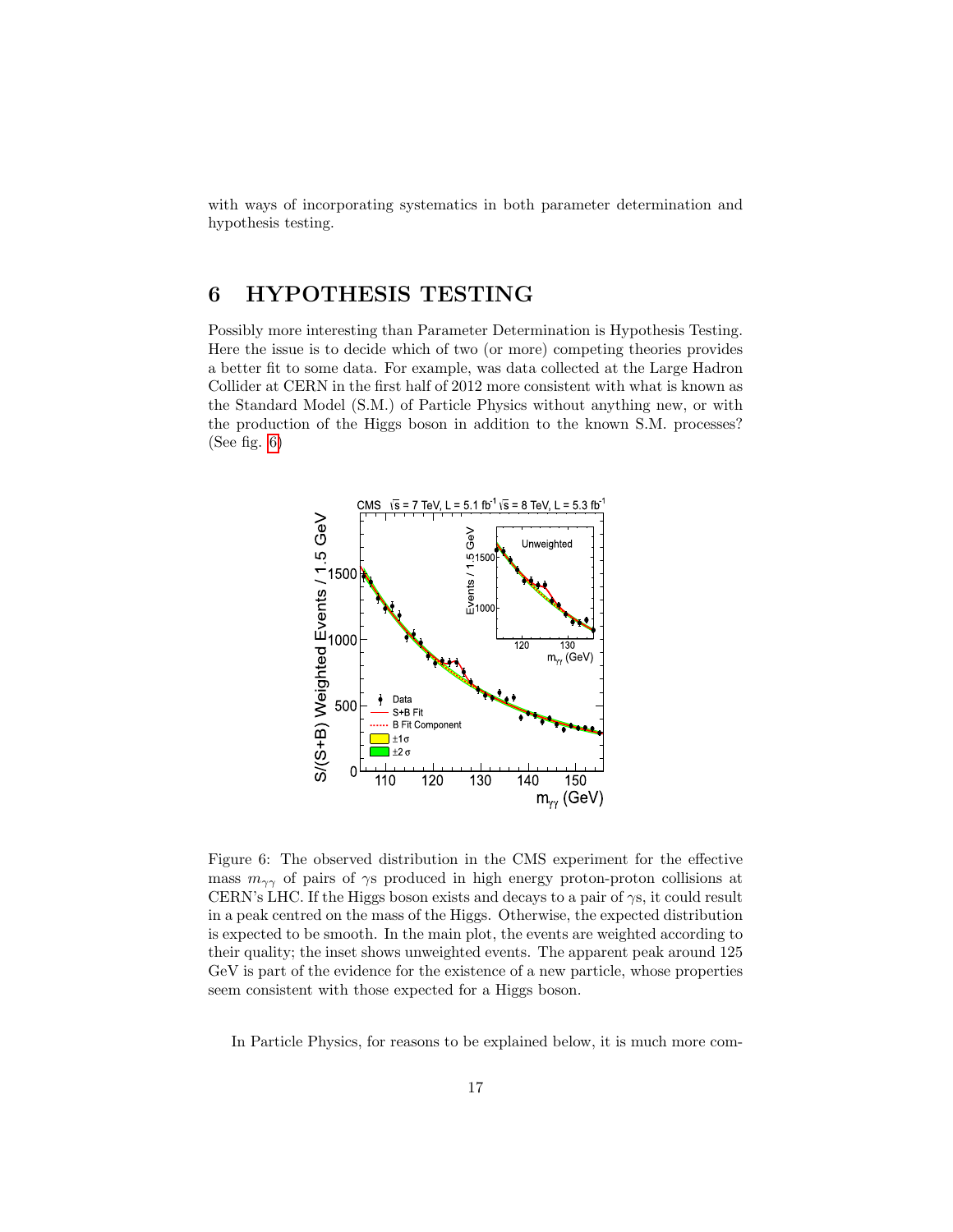with ways of incorporating systematics in both parameter determination and hypothesis testing.

# 6 HYPOTHESIS TESTING

Possibly more interesting than Parameter Determination is Hypothesis Testing. Here the issue is to decide which of two (or more) competing theories provides a better fit to some data. For example, was data collected at the Large Hadron Collider at CERN in the first half of 2012 more consistent with what is known as the Standard Model (S.M.) of Particle Physics without anything new, or with the production of the Higgs boson in addition to the known S.M. processes? (See fig. 6)

Figure 6: The observed distribution in the CMS experiment for the effective mass $m_{\gamma\gamma}$ of pairs of $\gamma$s produced in high energy proton-proton collisions at CERN's LHC. If the Higgs boson exists and decays to a pair of $\gamma$s, it could result in a peak centred on the mass of the Higgs. Otherwise, the expected distribution is expected to be smooth. In the main plot, the events are weighted according to their quality; the inset shows unweighted events. The apparent peak around 125 GeV is part of the evidence for the existence of a new particle, whose properties seem consistent with those expected for a Higgs boson.

In Particle Physics, for reasons to be explained below, it is much more com-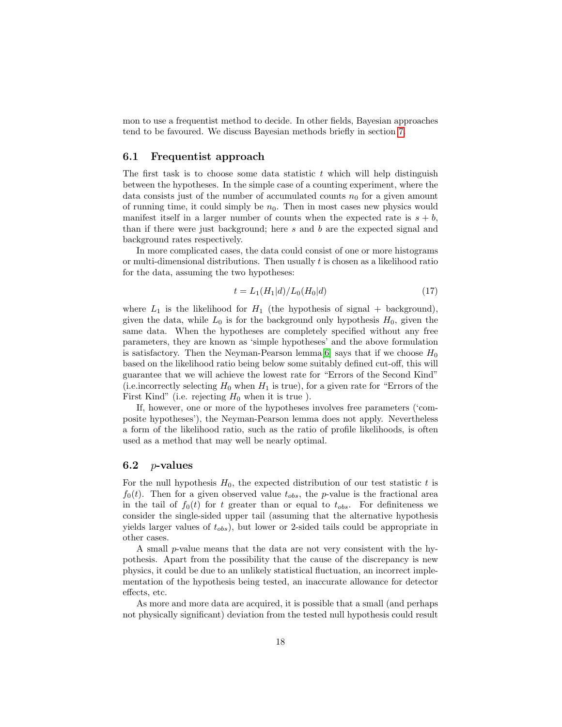mon to use a frequentist method to decide. In other fields, Bayesian approaches tend to be favoured. We discuss Bayesian methods briefly in section 7.

### 6.1 Frequentist approach

The first task is to choose some data statistic $t$ which will help distinguish between the hypotheses. In the simple case of a counting experiment, where the data consists just of the number of accumulated counts $n_0$ for a given amount of running time, it could simply be $n_0$. Then in most cases new physics would manifest itself in a larger number of counts when the expected rate is $s + b$, than if there were just background; here $s$ and $b$ are the expected signal and background rates respectively.

In more complicated cases, the data could consist of one or more histograms or multi-dimensional distributions. Then usually $t$ is chosen as a likelihood ratio for the data, assuming the two hypotheses:

$$t = L_1(H_1|d)/L_0(H_0|d) \tag{17}$$

where $L_1$ is the likelihood for $H_1$ (the hypothesis of signal + background), given the data, while $L_0$ is for the background only hypothesis $H_0$, given the same data. When the hypotheses are completely specified without any free parameters, they are known as 'simple hypotheses' and the above formulation is satisfactory. Then the Neyman-Pearson lemma[6] says that if we choose $H_0$ based on the likelihood ratio being below some suitably defined cut-off, this will guarantee that we will achieve the lowest rate for "Errors of the Second Kind" (i.e.incorrectly selecting $H_0$ when $H_1$ is true), for a given rate for "Errors of the First Kind" (i.e. rejecting $H_0$ when it is true ).

If, however, one or more of the hypotheses involves free parameters ('composite hypotheses'), the Neyman-Pearson lemma does not apply. Nevertheless a form of the likelihood ratio, such as the ratio of profile likelihoods, is often used as a method that may well be nearly optimal.

### 6.2 $p$-values

For the null hypothesis $H_0$, the expected distribution of our test statistic $t$ is $f_0(t)$. Then for a given observed value $t_{obs}$, the $p$-value is the fractional area in the tail of $f_0(t)$ for $t$ greater than or equal to $t_{obs}$. For definiteness we consider the single-sided upper tail (assuming that the alternative hypothesis yields larger values of $t_{obs}$), but lower or 2-sided tails could be appropriate in other cases.

A small $p$-value means that the data are not very consistent with the hypothesis. Apart from the possibility that the cause of the discrepancy is new physics, it could be due to an unlikely statistical fluctuation, an incorrect implementation of the hypothesis being tested, an inaccurate allowance for detector effects, etc.

As more and more data are acquired, it is possible that a small (and perhaps not physically significant) deviation from the tested null hypothesis could result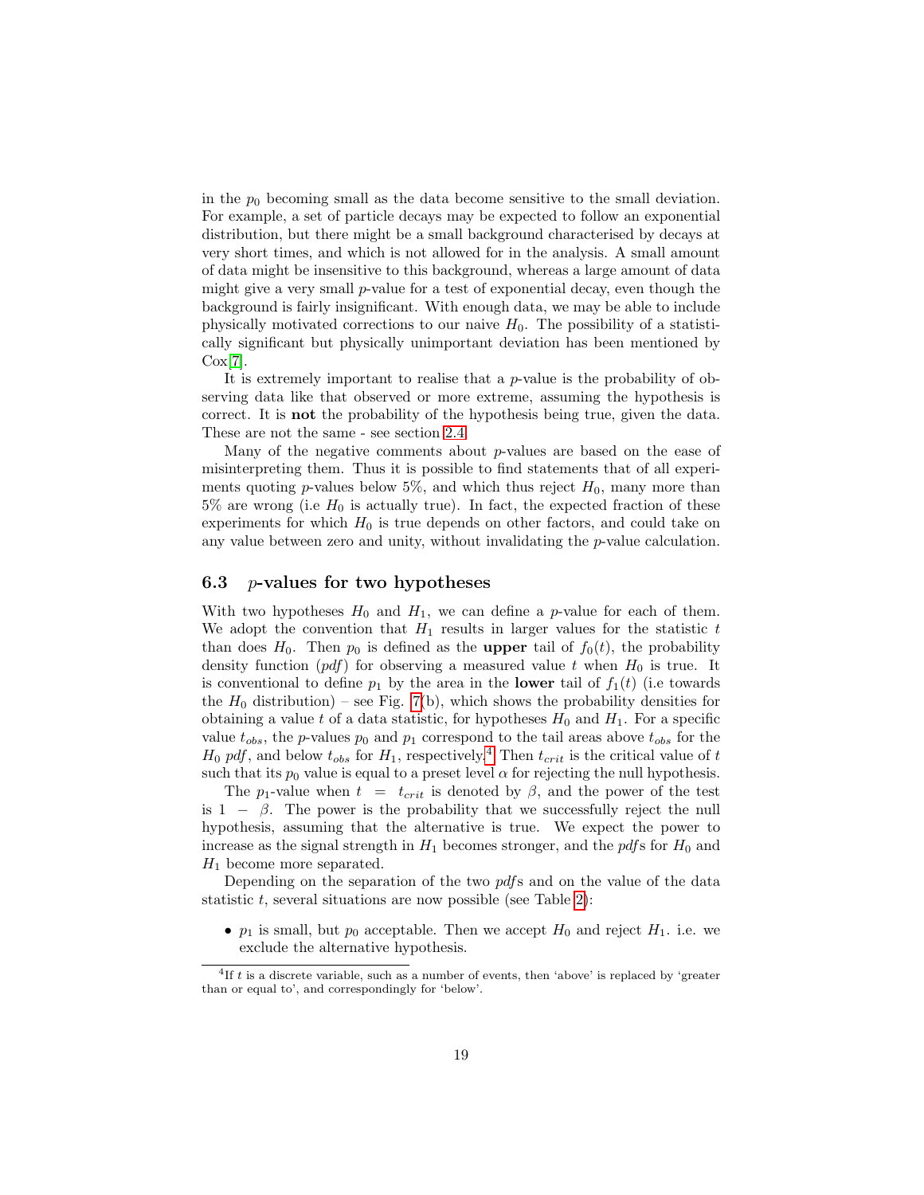in the $p_0$ becoming small as the data become sensitive to the small deviation. For example, a set of particle decays may be expected to follow an exponential distribution, but there might be a small background characterised by decays at very short times, and which is not allowed for in the analysis. A small amount of data might be insensitive to this background, whereas a large amount of data might give a very small $p$-value for a test of exponential decay, even though the background is fairly insignificant. With enough data, we may be able to include physically motivated corrections to our naive $H_0$. The possibility of a statistically significant but physically unimportant deviation has been mentioned by Cox[7].

It is extremely important to realise that a $p$-value is the probability of observing data like that observed or more extreme, assuming the hypothesis is correct. It is **not** the probability of the hypothesis being true, given the data. These are not the same - see section 2.4.

Many of the negative comments about $p$-values are based on the ease of misinterpreting them. Thus it is possible to find statements that of all experiments quoting $p$-values below 5%, and which thus reject $H_0$, many more than 5% are wrong (i.e $H_0$ is actually true). In fact, the expected fraction of these experiments for which $H_0$ is true depends on other factors, and could take on any value between zero and unity, without invalidating the $p$-value calculation.

### 6.3 $p$-values for two hypotheses

With two hypotheses $H_0$ and $H_1$, we can define a $p$-value for each of them. We adopt the convention that $H_1$ results in larger values for the statistic $t$ than does $H_0$. Then $p_0$ is defined as the **upper** tail of $f_0(t)$, the probability density function (*pdf*) for observing a measured value $t$ when $H_0$ is true. It is conventional to define $p_1$ by the area in the **lower** tail of $f_1(t)$ (i.e towards the $H_0$ distribution) – see Fig. 7(b), which shows the probability densities for obtaining a value $t$ of a data statistic, for hypotheses $H_0$ and $H_1$. For a specific value $t_{obs}$, the $p$-values $p_0$ and $p_1$ correspond to the tail areas above $t_{obs}$ for the $H_0$ *pdf*, and below $t_{obs}$ for $H_1$, respectively.[4] Then $t_{crit}$ is the critical value of $t$ such that its $p_0$ value is equal to a preset level $\alpha$ for rejecting the null hypothesis.

The $p_1$-value when $t = t_{crit}$ is denoted by $\beta$, and the power of the test is $1 - \beta$. The power is the probability that we successfully reject the null hypothesis, assuming that the alternative is true. We expect the power to increase as the signal strength in $H_1$ becomes stronger, and the *pdf*s for $H_0$ and $H_1$ become more separated.

Depending on the separation of the two *pdf*s and on the value of the data statistic $t$, several situations are now possible (see Table 2):

- $p_1$ is small, but $p_0$ acceptable. Then we accept $H_0$ and reject $H_1$. i.e. we exclude the alternative hypothesis.

[4] If $t$ is a discrete variable, such as a number of events, then 'above' is replaced by 'greater than or equal to', and correspondingly for 'below'.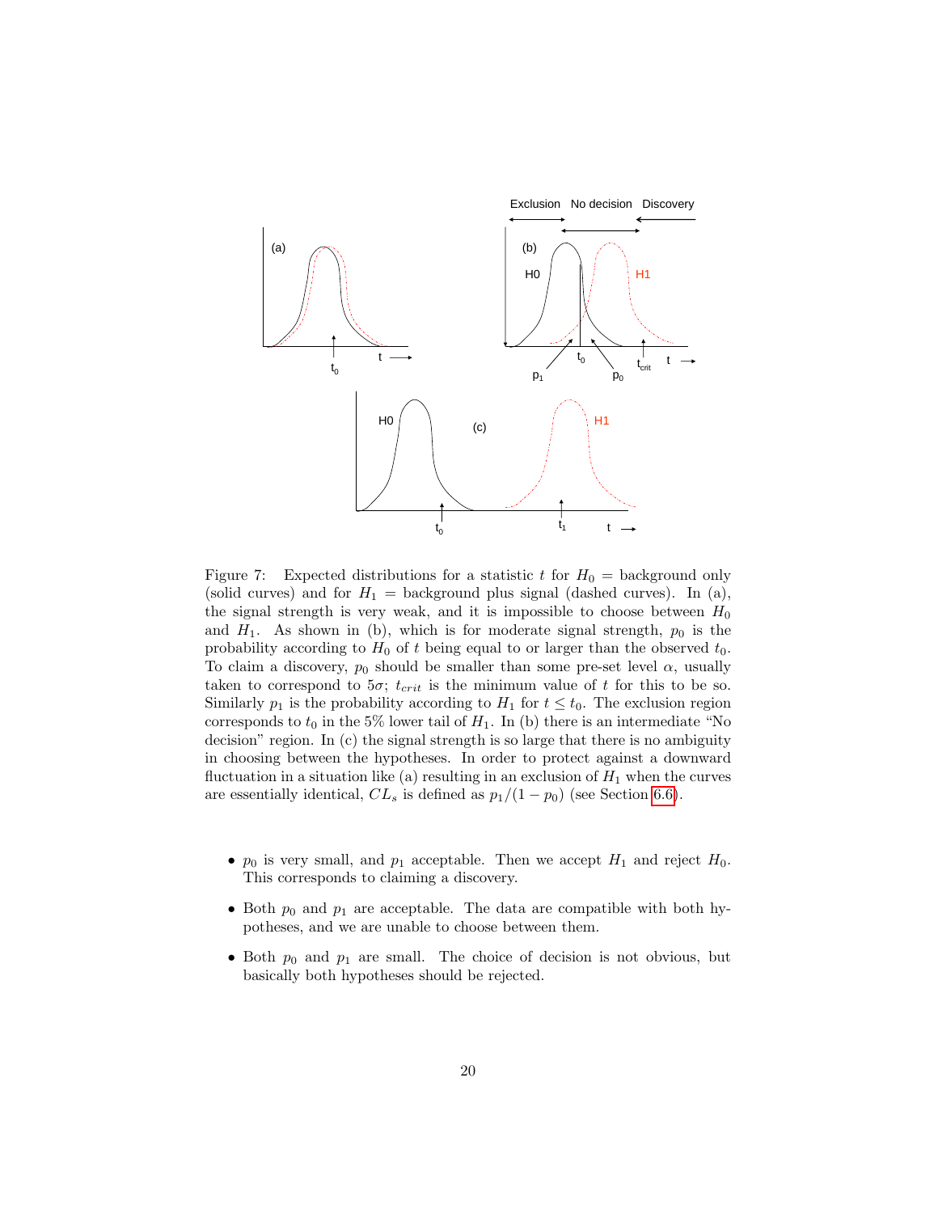Figure 7: Expected distributions for a statistic $t$ for $H_0$ = background only (solid curves) and for $H_1$ = background plus signal (dashed curves). In (a), the signal strength is very weak, and it is impossible to choose between $H_0$ and $H_1$. As shown in (b), which is for moderate signal strength, $p_0$ is the probability according to $H_0$ of $t$ being equal to or larger than the observed $t_0$. To claim a discovery, $p_0$ should be smaller than some pre-set level $\alpha$, usually taken to correspond to $5\sigma$; $t_{crit}$ is the minimum value of $t$ for this to be so. Similarly $p_1$ is the probability according to $H_1$ for $t \leq t_0$. The exclusion region corresponds to $t_0$ in the 5% lower tail of $H_1$. In (b) there is an intermediate "No decision" region. In (c) the signal strength is so large that there is no ambiguity in choosing between the hypotheses. In order to protect against a downward fluctuation in a situation like (a) resulting in an exclusion of $H_1$ when the curves are essentially identical, $CL_s$ is defined as $p_1/(1-p_0)$ (see Section 6.6).

- $p_0$ is very small, and $p_1$ acceptable. Then we accept $H_1$ and reject $H_0$. This corresponds to claiming a discovery.
- Both $p_0$ and $p_1$ are acceptable. The data are compatible with both hypotheses, and we are unable to choose between them.
- Both $p_0$ and $p_1$ are small. The choice of decision is not obvious, but basically both hypotheses should be rejected.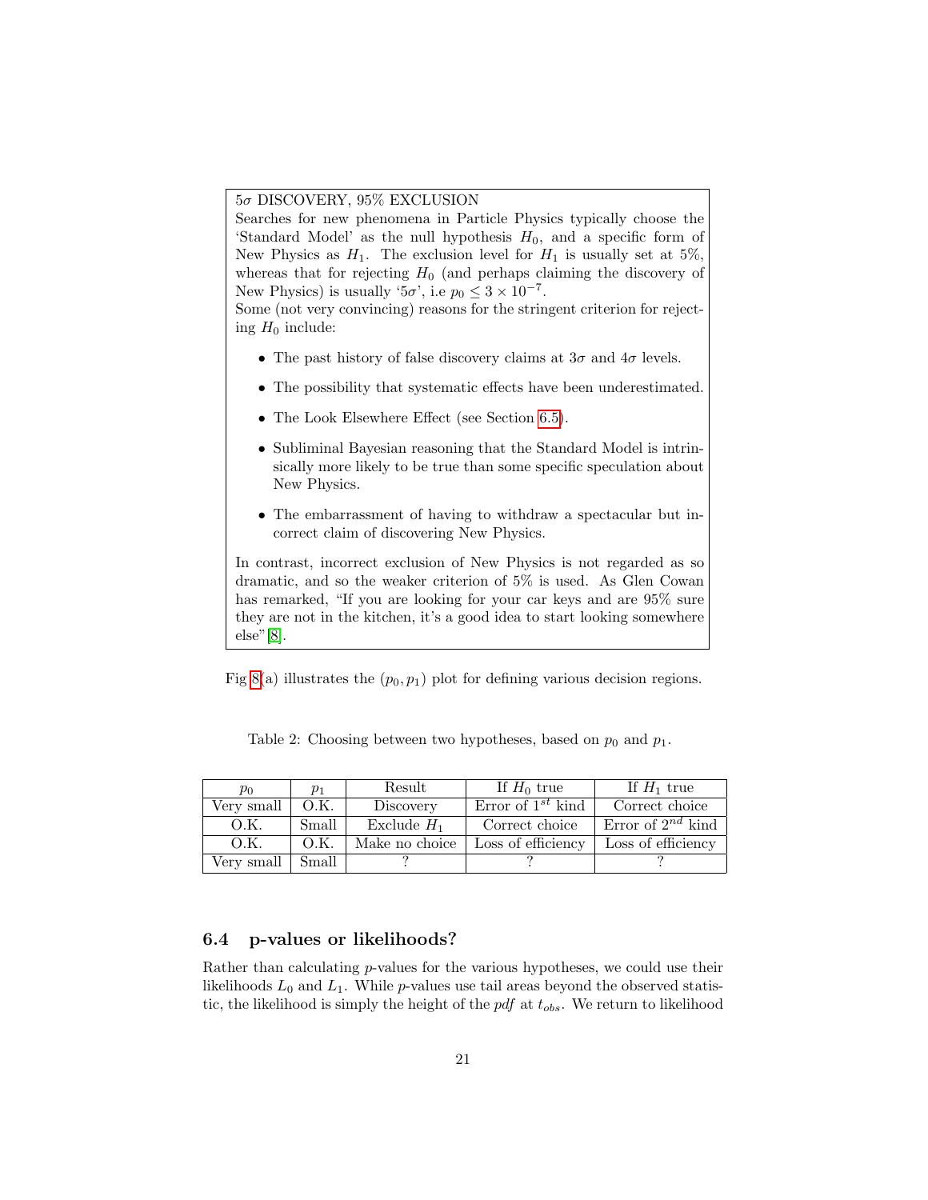5$\sigma$ DISCOVERY, 95% EXCLUSION

Searches for new phenomena in Particle Physics typically choose the 'Standard Model' as the null hypothesis $H_0$, and a specific form of New Physics as $H_1$. The exclusion level for $H_1$ is usually set at 5%, whereas that for rejecting $H_0$ (and perhaps claiming the discovery of New Physics) is usually '5$\sigma$', i.e $p_0 \leq 3 \times 10^{-7}$.

Some (not very convincing) reasons for the stringent criterion for rejecting $H_0$ include:

- The past history of false discovery claims at 3$\sigma$ and 4$\sigma$ levels.
- The possibility that systematic effects have been underestimated.
- The Look Elsewhere Effect (see Section 6.5).
- Subliminal Bayesian reasoning that the Standard Model is intrinsically more likely to be true than some specific speculation about New Physics.
- The embarrassment of having to withdraw a spectacular but incorrect claim of discovering New Physics.

In contrast, incorrect exclusion of New Physics is not regarded as so dramatic, and so the weaker criterion of 5% is used. As Glen Cowan has remarked, "If you are looking for your car keys and are 95% sure they are not in the kitchen, it's a good idea to start looking somewhere else"[8].

Fig 8(a) illustrates the $(p_0, p_1)$ plot for defining various decision regions.

Table 2: Choosing between two hypotheses, based on $p_0$ and $p_1$.

| $p_0$ | $p_1$ | Result | If $H_0$ true | If $H_1$ true |
|---|---|---|---|---|
| Very small | O.K. | Discovery | Error of $1^{st}$ kind | Correct choice |
| O.K. | Small | Exclude $H_1$ | Correct choice | Error of $2^{nd}$ kind |
| O.K. | O.K. | Make no choice | Loss of efficiency | Loss of efficiency |
| Very small | Small | ? | ? | ? |

### 6.4 p-values or likelihoods?

Rather than calculating $p$-values for the various hypotheses, we could use their likelihoods $L_0$ and $L_1$. While $p$-values use tail areas beyond the observed statistic, the likelihood is simply the height of the *pdf* at $t_{obs}$. We return to likelihood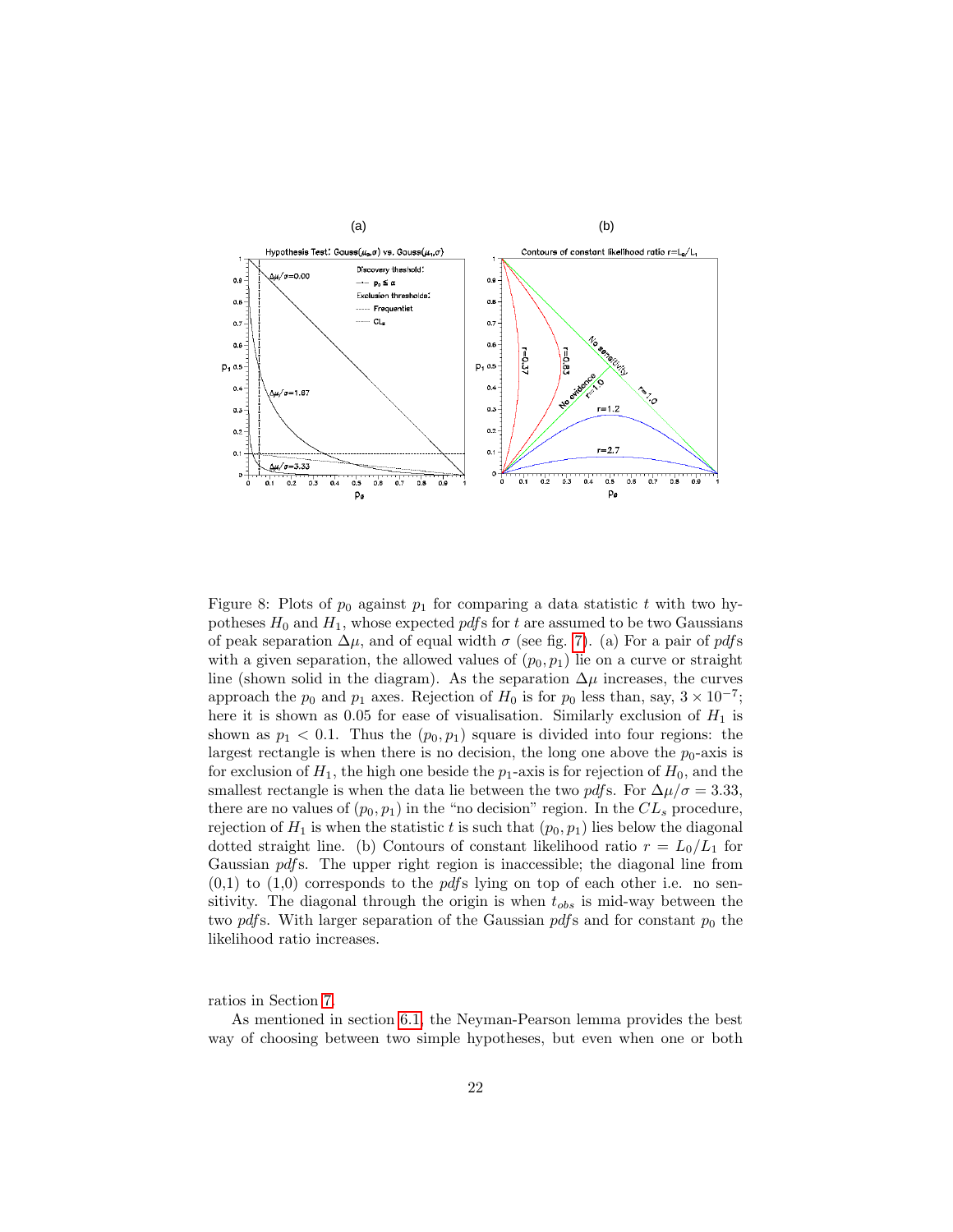Figure 8: Plots of $p_0$ against $p_1$ for comparing a data statistic $t$ with two hypotheses $H_0$ and $H_1$, whose expected *pdf*s for $t$ are assumed to be two Gaussians of peak separation $\Delta\mu$, and of equal width $\sigma$ (see fig. 7). (a) For a pair of *pdf*s with a given separation, the allowed values of $(p_0, p_1)$ lie on a curve or straight line (shown solid in the diagram). As the separation $\Delta\mu$ increases, the curves approach the $p_0$ and $p_1$ axes. Rejection of $H_0$ is for $p_0$ less than, say, $3 \times 10^{-7}$; here it is shown as 0.05 for ease of visualisation. Similarly exclusion of $H_1$ is shown as $p_1 < 0.1$. Thus the $(p_0, p_1)$ square is divided into four regions: the largest rectangle is when there is no decision, the long one above the $p_0$-axis is for exclusion of $H_1$, the high one beside the $p_1$-axis is for rejection of $H_0$, and the smallest rectangle is when the data lie between the two *pdf*s. For $\Delta\mu/\sigma = 3.33$, there are no values of $(p_0, p_1)$ in the "no decision" region. In the $CL_s$ procedure, rejection of $H_1$ is when the statistic $t$ is such that $(p_0, p_1)$ lies below the diagonal dotted straight line. (b) Contours of constant likelihood ratio $r = L_0/L_1$ for Gaussian *pdf*s. The upper right region is inaccessible; the diagonal line from (0,1) to (1,0) corresponds to the *pdf*s lying on top of each other i.e. no sensitivity. The diagonal through the origin is when $t_{obs}$ is mid-way between the two *pdf*s. With larger separation of the Gaussian *pdf*s and for constant $p_0$ the likelihood ratio increases.

ratios in Section 7.

As mentioned in section 6.1, the Neyman-Pearson lemma provides the best way of choosing between two simple hypotheses, but even when one or both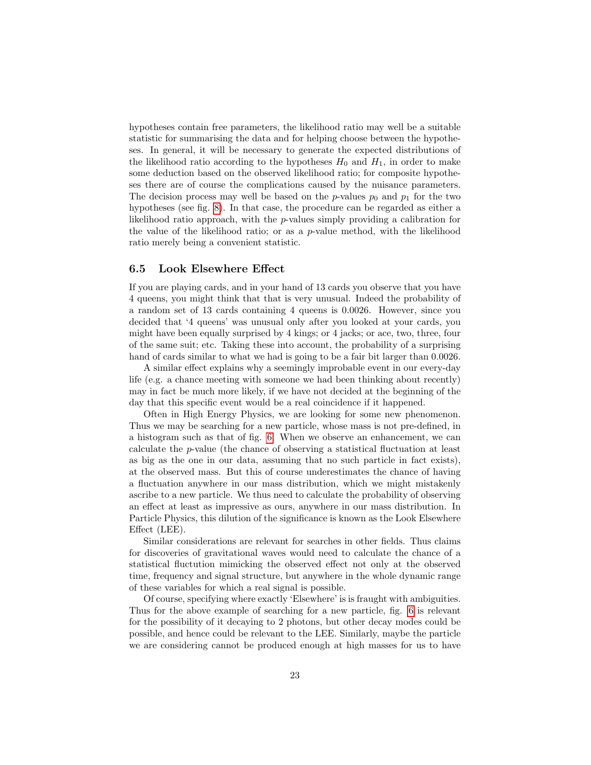hypotheses contain free parameters, the likelihood ratio may well be a suitable statistic for summarising the data and for helping choose between the hypotheses. In general, it will be necessary to generate the expected distributions of the likelihood ratio according to the hypotheses $H_0$ and $H_1$, in order to make some deduction based on the observed likelihood ratio; for composite hypotheses there are of course the complications caused by the nuisance parameters. The decision process may well be based on the $p$-values $p_0$ and $p_1$ for the two hypotheses (see fig. 8). In that case, the procedure can be regarded as either a likelihood ratio approach, with the $p$-values simply providing a calibration for the value of the likelihood ratio; or as a $p$-value method, with the likelihood ratio merely being a convenient statistic.

### 6.5 Look Elsewhere Effect

If you are playing cards, and in your hand of 13 cards you observe that you have 4 queens, you might think that that is very unusual. Indeed the probability of a random set of 13 cards containing 4 queens is 0.0026. However, since you decided that '4 queens' was unusual only after you looked at your cards, you might have been equally surprised by 4 kings; or 4 jacks; or ace, two, three, four of the same suit; etc. Taking these into account, the probability of a surprising hand of cards similar to what we had is going to be a fair bit larger than 0.0026.

A similar effect explains why a seemingly improbable event in our every-day life (e.g. a chance meeting with someone we had been thinking about recently) may in fact be much more likely, if we have not decided at the beginning of the day that this specific event would be a real coincidence if it happened.

Often in High Energy Physics, we are looking for some new phenomenon. Thus we may be searching for a new particle, whose mass is not pre-defined, in a histogram such as that of fig. 6. When we observe an enhancement, we can calculate the $p$-value (the chance of observing a statistical fluctuation at least as big as the one in our data, assuming that no such particle in fact exists), at the observed mass. But this of course underestimates the chance of having a fluctuation anywhere in our mass distribution, which we might mistakenly ascribe to a new particle. We thus need to calculate the probability of observing an effect at least as impressive as ours, anywhere in our mass distribution. In Particle Physics, this dilution of the significance is known as the Look Elsewhere Effect (LEE).

Similar considerations are relevant for searches in other fields. Thus claims for discoveries of gravitational waves would need to calculate the chance of a statistical fluctution mimicking the observed effect not only at the observed time, frequency and signal structure, but anywhere in the whole dynamic range of these variables for which a real signal is possible.

Of course, specifying where exactly 'Elsewhere' is is fraught with ambiguities. Thus for the above example of searching for a new particle, fig. 6 is relevant for the possibility of it decaying to 2 photons, but other decay modes could be possible, and hence could be relevant to the LEE. Similarly, maybe the particle we are considering cannot be produced enough at high masses for us to have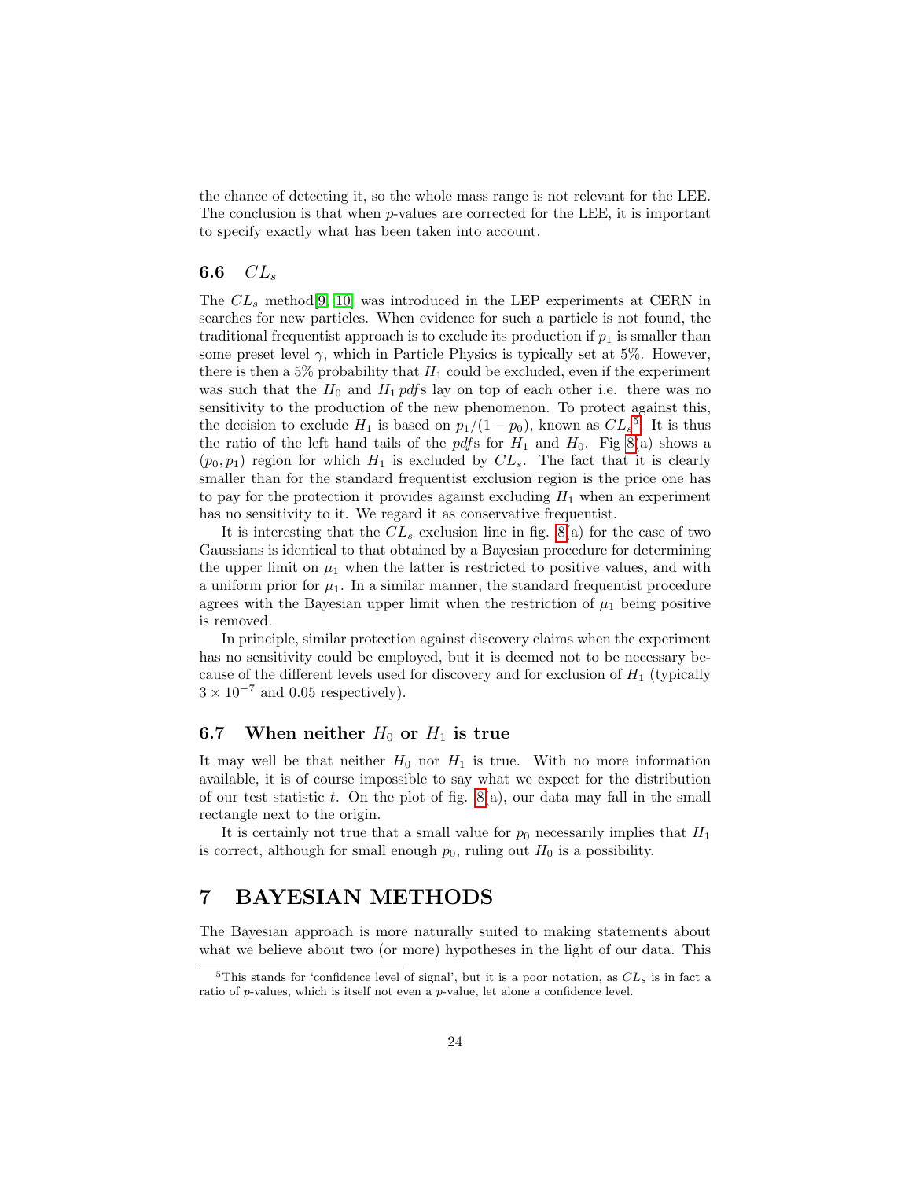the chance of detecting it, so the whole mass range is not relevant for the LEE. The conclusion is that when $p$-values are corrected for the LEE, it is important to specify exactly what has been taken into account.

### 6.6 $CL_s$

The $CL_s$ method[9, 10] was introduced in the LEP experiments at CERN in searches for new particles. When evidence for such a particle is not found, the traditional frequentist approach is to exclude its production if $p_1$ is smaller than some preset level $\gamma$, which in Particle Physics is typically set at 5%. However, there is then a 5% probability that $H_1$ could be excluded, even if the experiment was such that the $H_0$ and $H_1$ *pdf*s lay on top of each other i.e. there was no sensitivity to the production of the new phenomenon. To protect against this, the decision to exclude $H_1$ is based on $p_1/(1-p_0)$, known as $CL_s$[5]. It is thus the ratio of the left hand tails of the *pdf*s for $H_1$ and $H_0$. Fig 8(a) shows a $(p_0, p_1)$ region for which $H_1$ is excluded by $CL_s$. The fact that it is clearly smaller than for the standard frequentist exclusion region is the price one has to pay for the protection it provides against excluding $H_1$ when an experiment has no sensitivity to it. We regard it as conservative frequentist.

It is interesting that the $CL_s$ exclusion line in fig. 8(a) for the case of two Gaussians is identical to that obtained by a Bayesian procedure for determining the upper limit on $\mu_1$ when the latter is restricted to positive values, and with a uniform prior for $\mu_1$. In a similar manner, the standard frequentist procedure agrees with the Bayesian upper limit when the restriction of $\mu_1$ being positive is removed.

In principle, similar protection against discovery claims when the experiment has no sensitivity could be employed, but it is deemed not to be necessary because of the different levels used for discovery and for exclusion of $H_1$ (typically $3 \times 10^{-7}$ and 0.05 respectively).

### 6.7 When neither $H_0$ or $H_1$ is true

It may well be that neither $H_0$ nor $H_1$ is true. With no more information available, it is of course impossible to say what we expect for the distribution of our test statistic $t$. On the plot of fig. 8(a), our data may fall in the small rectangle next to the origin.

It is certainly not true that a small value for $p_0$ necessarily implies that $H_1$ is correct, although for small enough $p_0$, ruling out $H_0$ is a possibility.

## 7 BAYESIAN METHODS

The Bayesian approach is more naturally suited to making statements about what we believe about two (or more) hypotheses in the light of our data. This

[5] This stands for 'confidence level of signal', but it is a poor notation, as $CL_s$ is in fact a ratio of $p$-values, which is itself not even a $p$-value, let alone a confidence level.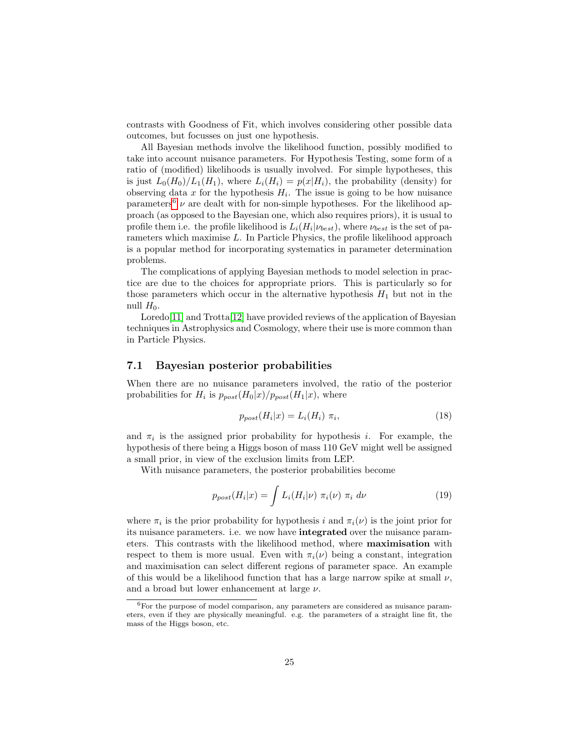contrasts with Goodness of Fit, which involves considering other possible data outcomes, but focusses on just one hypothesis.

All Bayesian methods involve the likelihood function, possibly modified to take into account nuisance parameters. For Hypothesis Testing, some form of a ratio of (modified) likelihoods is usually involved. For simple hypotheses, this is just $L_0(H_0)/L_1(H_1)$, where $L_i(H_i) = p(x|H_i)$, the probability (density) for observing data $x$ for the hypothesis $H_i$. The issue is going to be how nuisance parameters[6] $\nu$ are dealt with for non-simple hypotheses. For the likelihood approach (as opposed to the Bayesian one, which also requires priors), it is usual to profile them i.e. the profile likelihood is $L_i(H_i|\nu_{best})$, where $\nu_{best}$ is the set of parameters which maximise $L$. In Particle Physics, the profile likelihood approach is a popular method for incorporating systematics in parameter determination problems.

The complications of applying Bayesian methods to model selection in practice are due to the choices for appropriate priors. This is particularly so for those parameters which occur in the alternative hypothesis $H_1$ but not in the null $H_0$.

Loredo[11] and Trotta[12] have provided reviews of the application of Bayesian techniques in Astrophysics and Cosmology, where their use is more common than in Particle Physics.

## 7.1 Bayesian posterior probabilities

When there are no nuisance parameters involved, the ratio of the posterior probabilities for $H_i$ is $p_{post}(H_0|x)/p_{post}(H_1|x)$, where

$$p_{post}(H_i|x) = L_i(H_i)\ \pi_i, \tag{18}$$

and $\pi_i$ is the assigned prior probability for hypothesis $i$. For example, the hypothesis of there being a Higgs boson of mass 110 GeV might well be assigned a small prior, in view of the exclusion limits from LEP.

With nuisance parameters, the posterior probabilities become

$$p_{post}(H_i|x) = \int L_i(H_i|\nu)\ \pi_i(\nu)\ \pi_i\ d\nu \tag{19}$$

where $\pi_i$ is the prior probability for hypothesis $i$ and $\pi_i(\nu)$ is the joint prior for its nuisance parameters. i.e. we now have **integrated** over the nuisance parameters. This contrasts with the likelihood method, where **maximisation** with respect to them is more usual. Even with $\pi_i(\nu)$ being a constant, integration and maximisation can select different regions of parameter space. An example of this would be a likelihood function that has a large narrow spike at small $\nu$, and a broad but lower enhancement at large $\nu$.

[6] For the purpose of model comparison, any parameters are considered as nuisance parameters, even if they are physically meaningful. e.g. the parameters of a straight line fit, the mass of the Higgs boson, etc.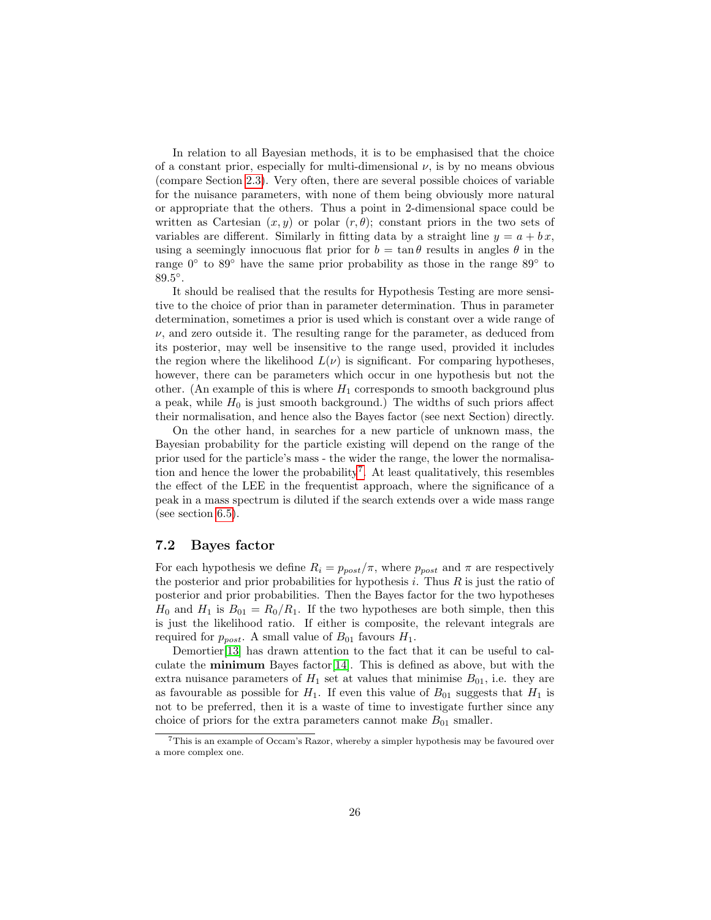In relation to all Bayesian methods, it is to be emphasised that the choice of a constant prior, especially for multi-dimensional $\nu$, is by no means obvious (compare Section 2.3). Very often, there are several possible choices of variable for the nuisance parameters, with none of them being obviously more natural or appropriate that the others. Thus a point in 2-dimensional space could be written as Cartesian $(x, y)$ or polar $(r, \theta)$; constant priors in the two sets of variables are different. Similarly in fitting data by a straight line $y = a + b\,x$, using a seemingly innocuous flat prior for $b = \tan\theta$ results in angles $\theta$ in the range $0^\circ$ to $89^\circ$ have the same prior probability as those in the range $89^\circ$ to $89.5^\circ$.

It should be realised that the results for Hypothesis Testing are more sensitive to the choice of prior than in parameter determination. Thus in parameter determination, sometimes a prior is used which is constant over a wide range of $\nu$, and zero outside it. The resulting range for the parameter, as deduced from its posterior, may well be insensitive to the range used, provided it includes the region where the likelihood $L(\nu)$ is significant. For comparing hypotheses, however, there can be parameters which occur in one hypothesis but not the other. (An example of this is where $H_1$ corresponds to smooth background plus a peak, while $H_0$ is just smooth background.) The widths of such priors affect their normalisations, and hence also the Bayes factor (see next Section) directly.

On the other hand, in searches for a new particle of unknown mass, the Bayesian probability for the particle existing will depend on the range of the prior used for the particle's mass - the wider the range, the lower the normalisation and hence the lower the probability[7]. At least qualitatively, this resembles the effect of the LEE in the frequentist approach, where the significance of a peak in a mass spectrum is diluted if the search extends over a wide mass range (see section 6.5).

## 7.2 Bayes factor

For each hypothesis we define $R_i = p_{post}/\pi$, where $p_{post}$ and $\pi$ are respectively the posterior and prior probabilities for hypothesis $i$. Thus $R$ is just the ratio of posterior and prior probabilities. Then the Bayes factor for the two hypotheses $H_0$ and $H_1$ is $B_{01} = R_0/R_1$. If the two hypotheses are both simple, then this is just the likelihood ratio. If either is composite, the relevant integrals are required for $p_{post}$. A small value of $B_{01}$ favours $H_1$.

Demortier[13] has drawn attention to the fact that it can be useful to calculate the **minimum** Bayes factor[14]. This is defined as above, but with the extra nuisance parameters of $H_1$ set at values that minimise $B_{01}$, i.e. they are as favourable as possible for $H_1$. If even this value of $B_{01}$ suggests that $H_1$ is not to be preferred, then it is a waste of time to investigate further since any choice of priors for the extra parameters cannot make $B_{01}$ smaller.

[7] This is an example of Occam's Razor, whereby a simpler hypothesis may be favoured over a more complex one.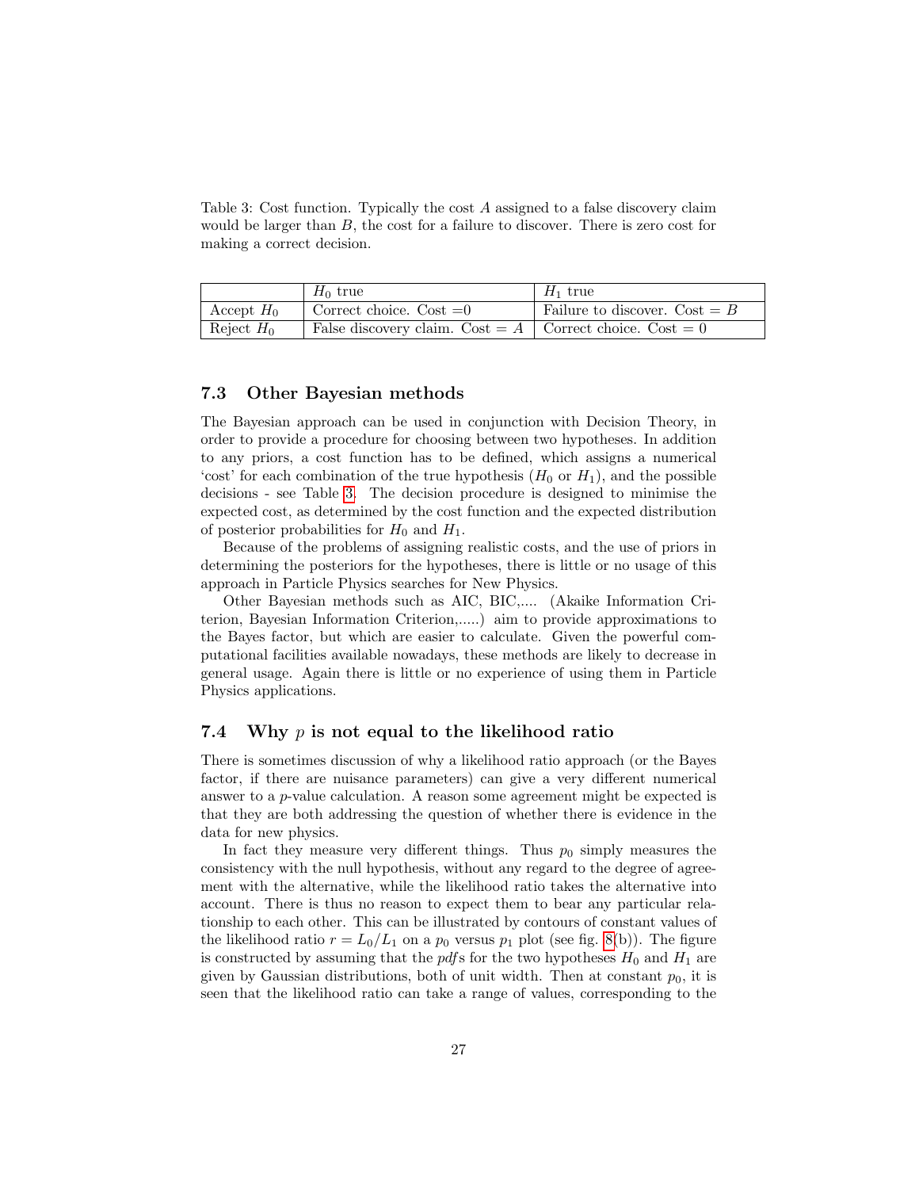Table 3: Cost function. Typically the cost $A$ assigned to a false discovery claim would be larger than $B$, the cost for a failure to discover. There is zero cost for making a correct decision.

| | $H_0$ true | $H_1$ true |
|---|---|---|
| Accept $H_0$ | Correct choice. Cost =0 | Failure to discover. Cost = $B$ |
| Reject $H_0$ | False discovery claim. Cost = $A$ | Correct choice. Cost = 0 |

### 7.3 Other Bayesian methods

The Bayesian approach can be used in conjunction with Decision Theory, in order to provide a procedure for choosing between two hypotheses. In addition to any priors, a cost function has to be defined, which assigns a numerical 'cost' for each combination of the true hypothesis ($H_0$ or $H_1$), and the possible decisions - see Table 3. The decision procedure is designed to minimise the expected cost, as determined by the cost function and the expected distribution of posterior probabilities for $H_0$ and $H_1$.

Because of the problems of assigning realistic costs, and the use of priors in determining the posteriors for the hypotheses, there is little or no usage of this approach in Particle Physics searches for New Physics.

Other Bayesian methods such as AIC, BIC,.... (Akaike Information Criterion, Bayesian Information Criterion,.....) aim to provide approximations to the Bayes factor, but which are easier to calculate. Given the powerful computational facilities available nowadays, these methods are likely to decrease in general usage. Again there is little or no experience of using them in Particle Physics applications.

### 7.4 Why $p$ is not equal to the likelihood ratio

There is sometimes discussion of why a likelihood ratio approach (or the Bayes factor, if there are nuisance parameters) can give a very different numerical answer to a $p$-value calculation. A reason some agreement might be expected is that they are both addressing the question of whether there is evidence in the data for new physics.

In fact they measure very different things. Thus $p_0$ simply measures the consistency with the null hypothesis, without any regard to the degree of agreement with the alternative, while the likelihood ratio takes the alternative into account. There is thus no reason to expect them to bear any particular relationship to each other. This can be illustrated by contours of constant values of the likelihood ratio $r = L_0/L_1$ on a $p_0$ versus $p_1$ plot (see fig. 8(b)). The figure is constructed by assuming that the *pdf*s for the two hypotheses $H_0$ and $H_1$ are given by Gaussian distributions, both of unit width. Then at constant $p_0$, it is seen that the likelihood ratio can take a range of values, corresponding to the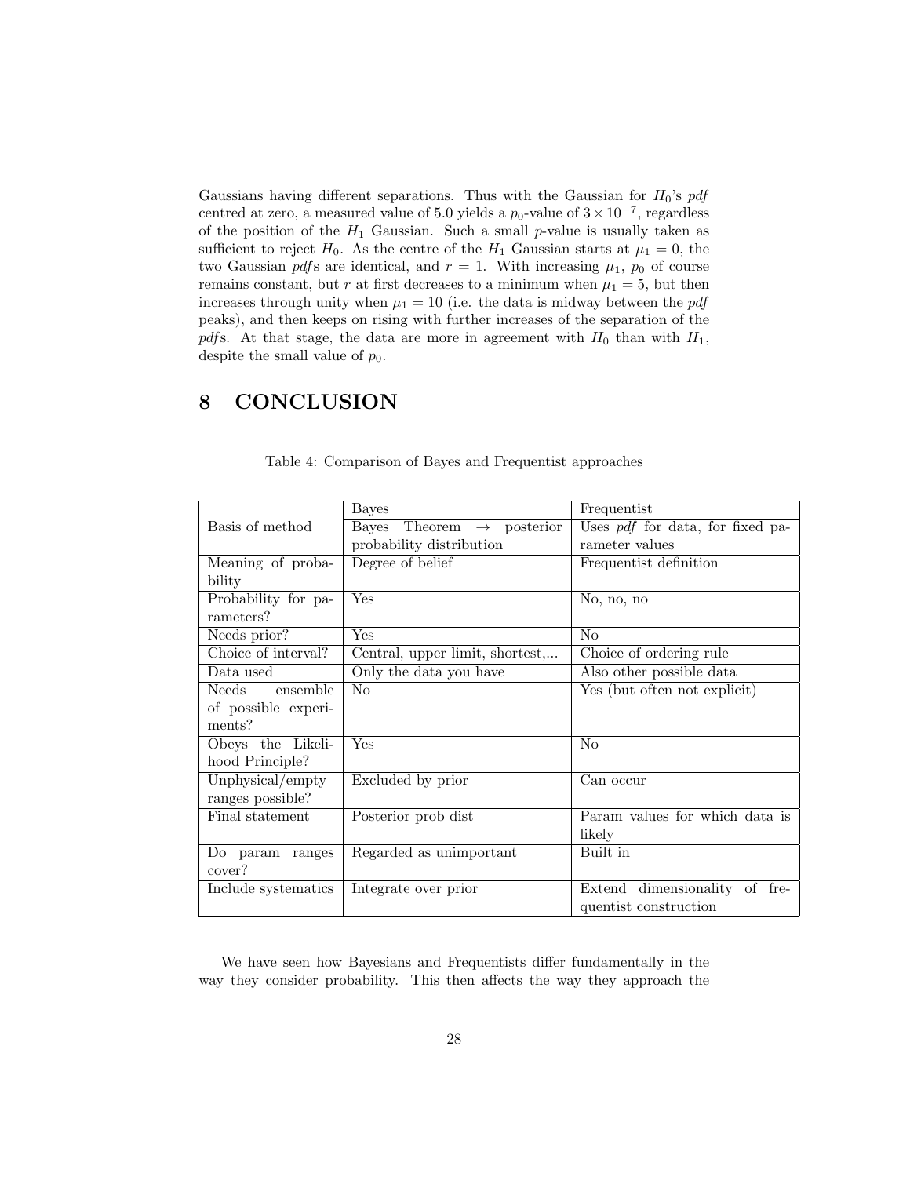Gaussians having different separations. Thus with the Gaussian for $H_0$'s *pdf* centred at zero, a measured value of 5.0 yields a $p_0$-value of $3 \times 10^{-7}$, regardless of the position of the $H_1$ Gaussian. Such a small $p$-value is usually taken as sufficient to reject $H_0$. As the centre of the $H_1$ Gaussian starts at $\mu_1 = 0$, the two Gaussian *pdf*s are identical, and $r = 1$. With increasing $\mu_1$, $p_0$ of course remains constant, but $r$ at first decreases to a minimum when $\mu_1 = 5$, but then increases through unity when $\mu_1 = 10$ (i.e. the data is midway between the *pdf* peaks), and then keeps on rising with further increases of the separation of the *pdf*s. At that stage, the data are more in agreement with $H_0$ than with $H_1$, despite the small value of $p_0$.

# 8 CONCLUSION

Table 4: Comparison of Bayes and Frequentist approaches

| | Bayes | Frequentist |
|---|---|---|
| Basis of method | Bayes Theorem $\rightarrow$ posterior probability distribution | Uses *pdf* for data, for fixed parameter values |
| Meaning of probability | Degree of belief | Frequentist definition |
| Probability for parameters? | Yes | No, no, no |
| Needs prior? | Yes | No |
| Choice of interval? | Central, upper limit, shortest,... | Choice of ordering rule |
| Data used | Only the data you have | Also other possible data |
| Needs ensemble of possible experiments? | No | Yes (but often not explicit) |
| Obeys the Likelihood Principle? | Yes | No |
| Unphysical/empty ranges possible? | Excluded by prior | Can occur |
| Final statement | Posterior prob dist | Param values for which data is likely |
| Do param ranges cover? | Regarded as unimportant | Built in |
| Include systematics | Integrate over prior | Extend dimensionality of frequentist construction |

We have seen how Bayesians and Frequentists differ fundamentally in the way they consider probability. This then affects the way they approach the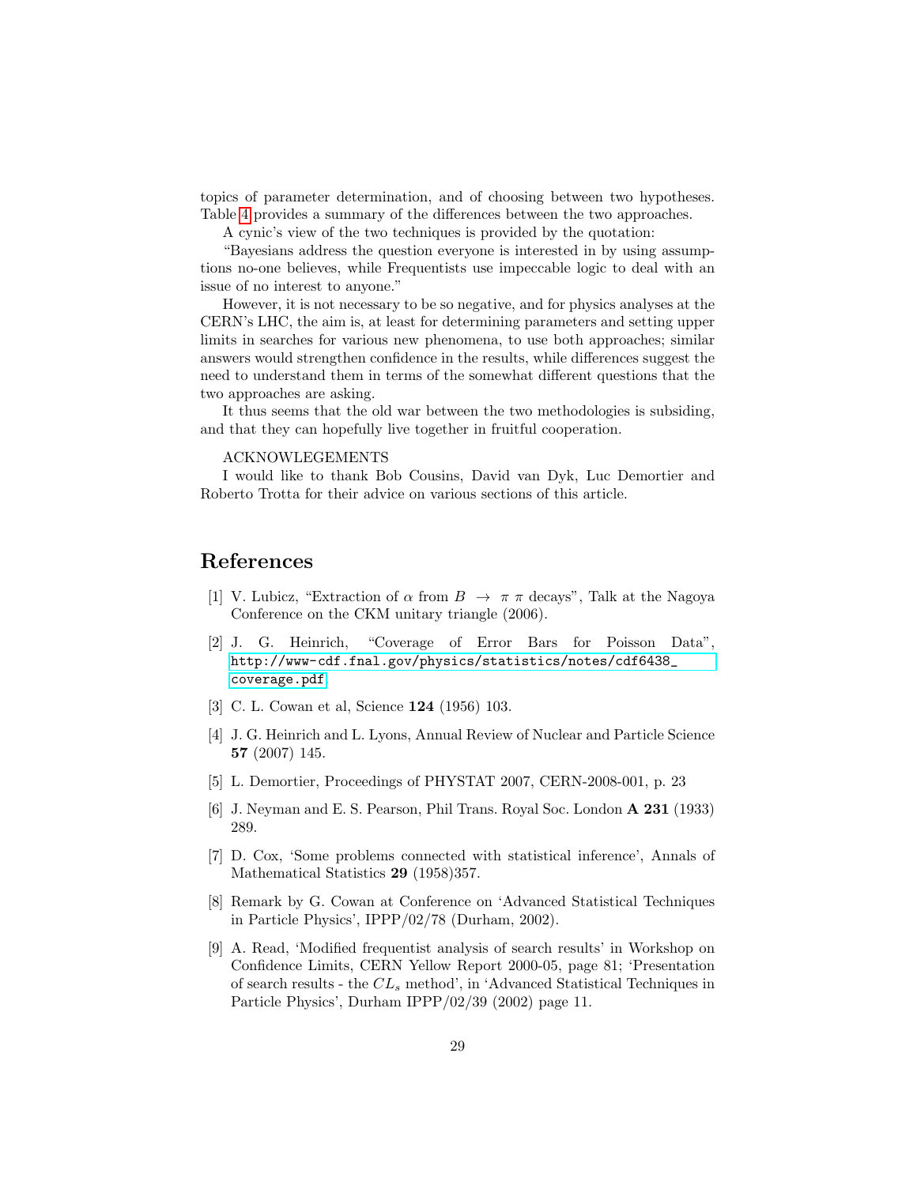topics of parameter determination, and of choosing between two hypotheses. Table 4 provides a summary of the differences between the two approaches.

A cynic's view of the two techniques is provided by the quotation:

"Bayesians address the question everyone is interested in by using assumptions no-one believes, while Frequentists use impeccable logic to deal with an issue of no interest to anyone."

However, it is not necessary to be so negative, and for physics analyses at the CERN's LHC, the aim is, at least for determining parameters and setting upper limits in searches for various new phenomena, to use both approaches; similar answers would strengthen confidence in the results, while differences suggest the need to understand them in terms of the somewhat different questions that the two approaches are asking.

It thus seems that the old war between the two methodologies is subsiding, and that they can hopefully live together in fruitful cooperation.

ACKNOWLEGEMENTS

I would like to thank Bob Cousins, David van Dyk, Luc Demortier and Roberto Trotta for their advice on various sections of this article.

# References

[1] V. Lubicz, "Extraction of $\alpha$ from $B \rightarrow \pi\ \pi$ decays", Talk at the Nagoya Conference on the CKM unitary triangle (2006).

[2] J. G. Heinrich, "Coverage of Error Bars for Poisson Data", http://www-cdf.fnal.gov/physics/statistics/notes/cdf6438_coverage.pdf

[3] C. L. Cowan et al, Science **124** (1956) 103.

[4] J. G. Heinrich and L. Lyons, Annual Review of Nuclear and Particle Science **57** (2007) 145.

[5] L. Demortier, Proceedings of PHYSTAT 2007, CERN-2008-001, p. 23

[6] J. Neyman and E. S. Pearson, Phil Trans. Royal Soc. London **A 231** (1933) 289.

[7] D. Cox, 'Some problems connected with statistical inference', Annals of Mathematical Statistics **29** (1958)357.

[8] Remark by G. Cowan at Conference on 'Advanced Statistical Techniques in Particle Physics', IPPP/02/78 (Durham, 2002).

[9] A. Read, 'Modified frequentist analysis of search results' in Workshop on Confidence Limits, CERN Yellow Report 2000-05, page 81; 'Presentation of search results - the $CL_s$ method', in 'Advanced Statistical Techniques in Particle Physics', Durham IPPP/02/39 (2002) page 11.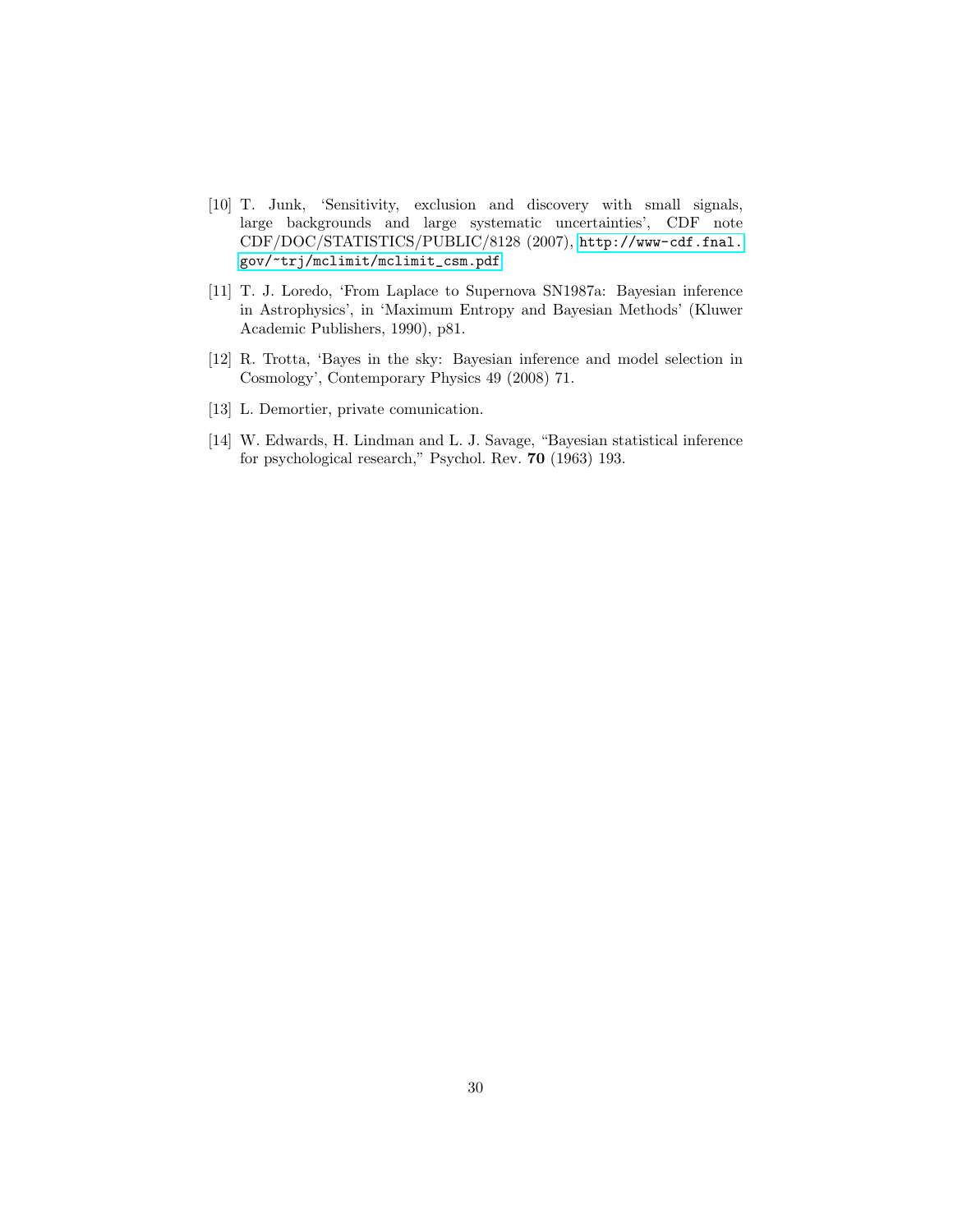[10] T. Junk, 'Sensitivity, exclusion and discovery with small signals, large backgrounds and large systematic uncertainties', CDF note CDF/DOC/STATISTICS/PUBLIC/8128 (2007), http://www-cdf.fnal.gov/~trj/mclimit/mclimit_csm.pdf

[11] T. J. Loredo, 'From Laplace to Supernova SN1987a: Bayesian inference in Astrophysics', in 'Maximum Entropy and Bayesian Methods' (Kluwer Academic Publishers, 1990), p81.

[12] R. Trotta, 'Bayes in the sky: Bayesian inference and model selection in Cosmology', Contemporary Physics 49 (2008) 71.

[13] L. Demortier, private comunication.

[14] W. Edwards, H. Lindman and L. J. Savage, "Bayesian statistical inference for psychological research," Psychol. Rev. **70** (1963) 193.